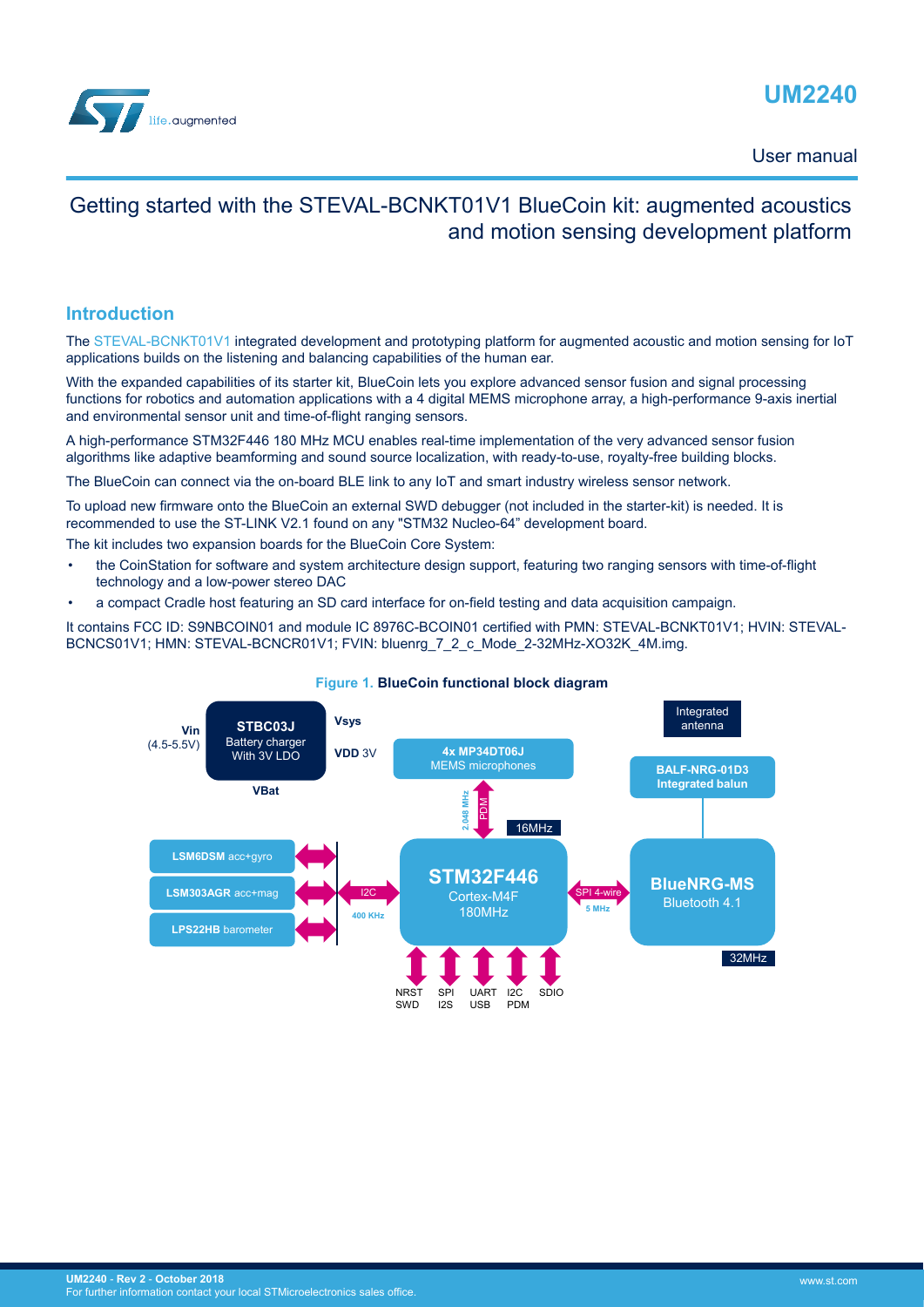# UM2240

User manual

## Getting started with the STEVAL-BCNKT01V1 BlueCoin kit: augmented acoustics and motion sensing development platform

### Introduction

The STEVAL-BCNKT01V1 integrated development and prototyping platform for augmented acoustic and motion sensing for IoT applications builds on the listening and balancing capabilities of the human ear.

With the expanded capabilities of its starter kit, BlueCoin lets you explore advanced sensor fusion and signal processing functions for robotics and automation applications with a 4 digital MEMS microphone array, a high-performance 9-axis inertial and environmental sensor unit and time-of-flight ranging sensors.

A high-performance STM32F446 180 MHz MCU enables real-time implementation of the very advanced sensor fusion algorithms like adaptive beamforming and sound source localization, with ready-to-use, royalty-free building blocks.

The BlueCoin can connect via the on-board BLE link to any IoT and smart industry wireless sensor network.

To upload new firmware onto the BlueCoin an external SWD debugger (not included in the starter-kit) is needed. It is recommended to use the ST-LINK V2.1 found on any "STM32 Nucleo-64" development board.

The kit includes two expansion boards for the BlueCoin Core System:

- the CoinStation for software and system architecture design support, featuring two ranging sensors with time-of-flight technology and a low-power stereo DAC
- a compact Cradle host featuring an SD card interface for on-field testing and data acquisition campaign.

It contains FCC ID: S9NBCOIN01 and module IC 8976C-BCOIN01 certified with PMN: STEVAL-BCNKT01V1; HVIN: STEVAL-BCNCS01V1; HMN: STEVAL-BCNCR01V1; FVIN: bluenrg_7_2_c_Mode_2-32MHz-XO32K_4M.img.

**Figure 1. BlueCoin functional block diagram**

Vin (4.5-5.5V) | STBC03J Battery charger With 3V LDO | Vsys | VDD 3V | VBat | 4x MP34DT06J MEMS microphones | PDM 2.048 MHz | 16MHz | STM32F446 Cortex-M4F 180MHz | LSM6DSM acc+gyro | LSM303AGR acc+mag | LPS22HB barometer | I2C 400 KHz | SPI 4-wire 5 MHz | Integrated antenna | BALF-NRG-01D3 Integrated balun | BlueNRG-MS Bluetooth 4.1 | 32MHz | NRST SWD | SPI I2S | UART USB | I2C PDM | SDIO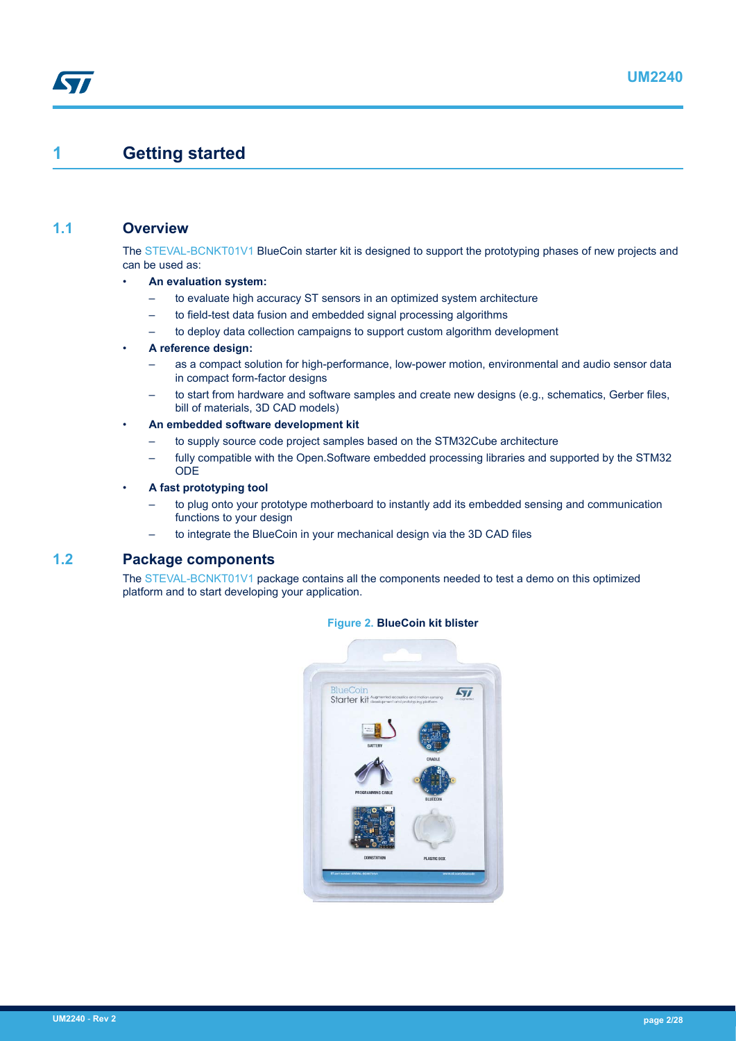# 1 Getting started

## 1.1 Overview

The STEVAL-BCNKT01V1 BlueCoin starter kit is designed to support the prototyping phases of new projects and can be used as:

- **An evaluation system:**
  - to evaluate high accuracy ST sensors in an optimized system architecture
  - to field-test data fusion and embedded signal processing algorithms
  - to deploy data collection campaigns to support custom algorithm development
- **A reference design:**
  - as a compact solution for high-performance, low-power motion, environmental and audio sensor data in compact form-factor designs
  - to start from hardware and software samples and create new designs (e.g., schematics, Gerber files, bill of materials, 3D CAD models)
- **An embedded software development kit**
  - to supply source code project samples based on the STM32Cube architecture
  - fully compatible with the Open.Software embedded processing libraries and supported by the STM32 ODE
- **A fast prototyping tool**
  - to plug onto your prototype motherboard to instantly add its embedded sensing and communication functions to your design
  - to integrate the BlueCoin in your mechanical design via the 3D CAD files

## 1.2 Package components

The STEVAL-BCNKT01V1 package contains all the components needed to test a demo on this optimized platform and to start developing your application.

**Figure 2. BlueCoin kit blister**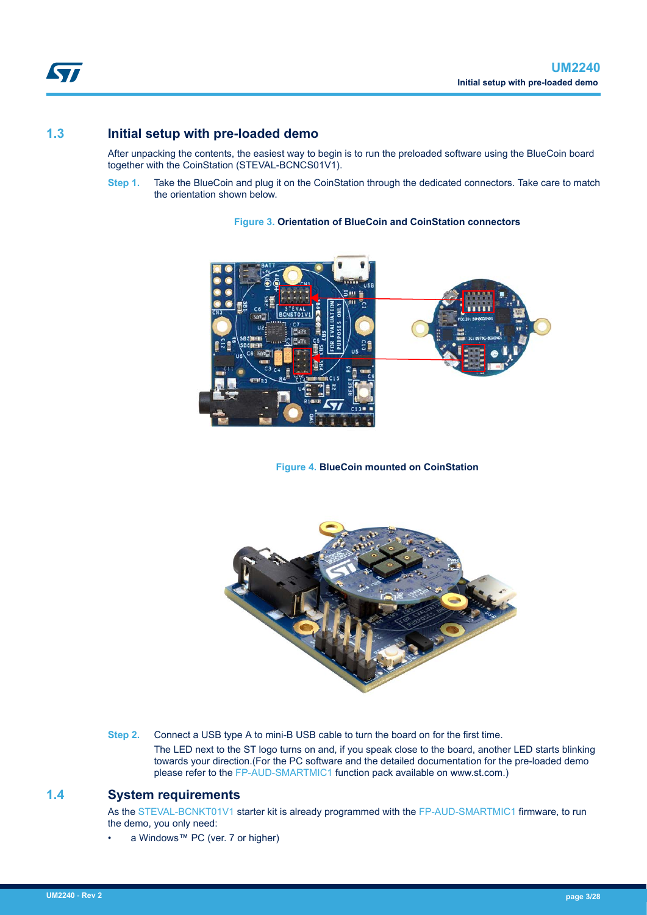## 1.3 Initial setup with pre-loaded demo

After unpacking the contents, the easiest way to begin is to run the preloaded software using the BlueCoin board together with the CoinStation (STEVAL-BCNCS01V1).

**Step 1.** Take the BlueCoin and plug it on the CoinStation through the dedicated connectors. Take care to match the orientation shown below.

**Figure 3. Orientation of BlueCoin and CoinStation connectors**

**Figure 4. BlueCoin mounted on CoinStation**

**Step 2.** Connect a USB type A to mini-B USB cable to turn the board on for the first time.

The LED next to the ST logo turns on and, if you speak close to the board, another LED starts blinking towards your direction.(For the PC software and the detailed documentation for the pre-loaded demo please refer to the FP-AUD-SMARTMIC1 function pack available on www.st.com.)

## 1.4 System requirements

As the STEVAL-BCNKT01V1 starter kit is already programmed with the FP-AUD-SMARTMIC1 firmware, to run the demo, you only need:

- a Windows™ PC (ver. 7 or higher)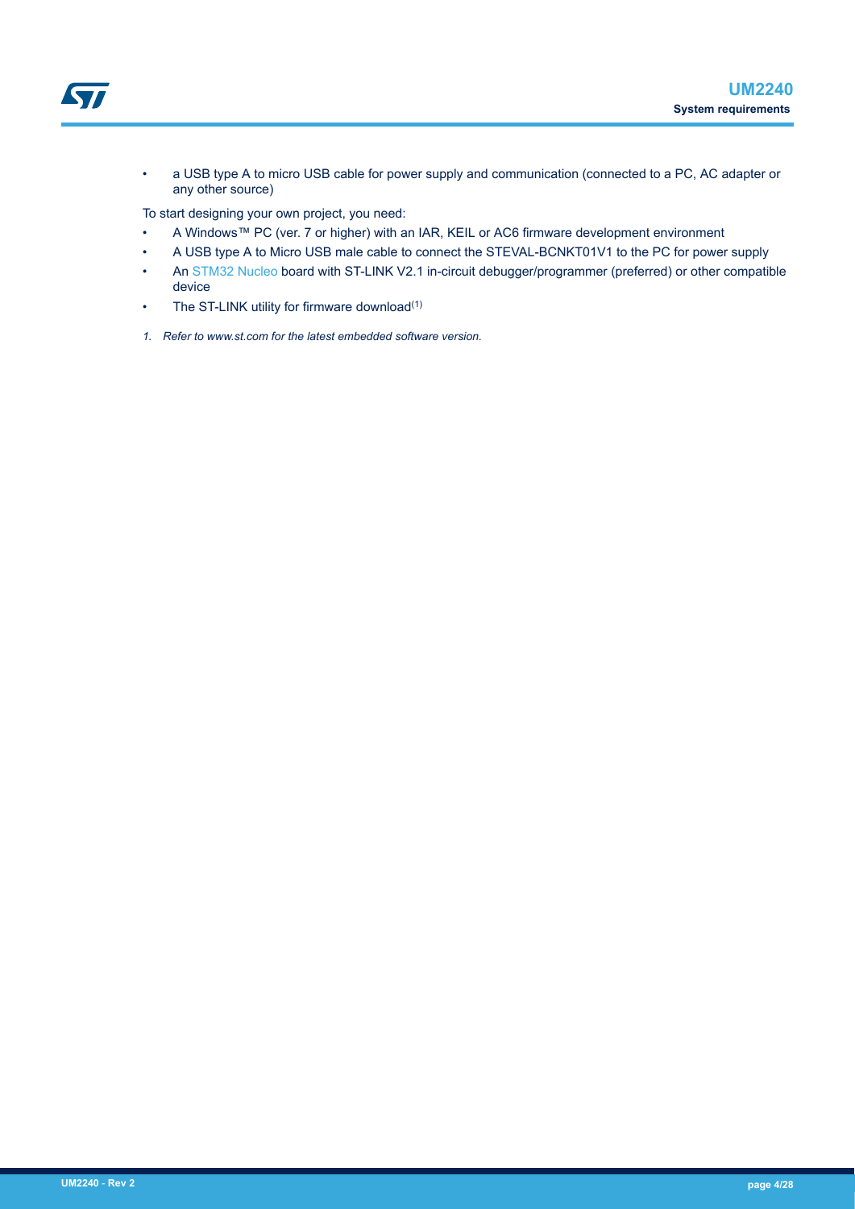- a USB type A to micro USB cable for power supply and communication (connected to a PC, AC adapter or any other source)

To start designing your own project, you need:

- A Windows™ PC (ver. 7 or higher) with an IAR, KEIL or AC6 firmware development environment
- A USB type A to Micro USB male cable to connect the STEVAL-BCNKT01V1 to the PC for power supply
- An STM32 Nucleo board with ST-LINK V2.1 in-circuit debugger/programmer (preferred) or other compatible device
- The ST-LINK utility for firmware download[(1)]

*1. Refer to www.st.com for the latest embedded software version.*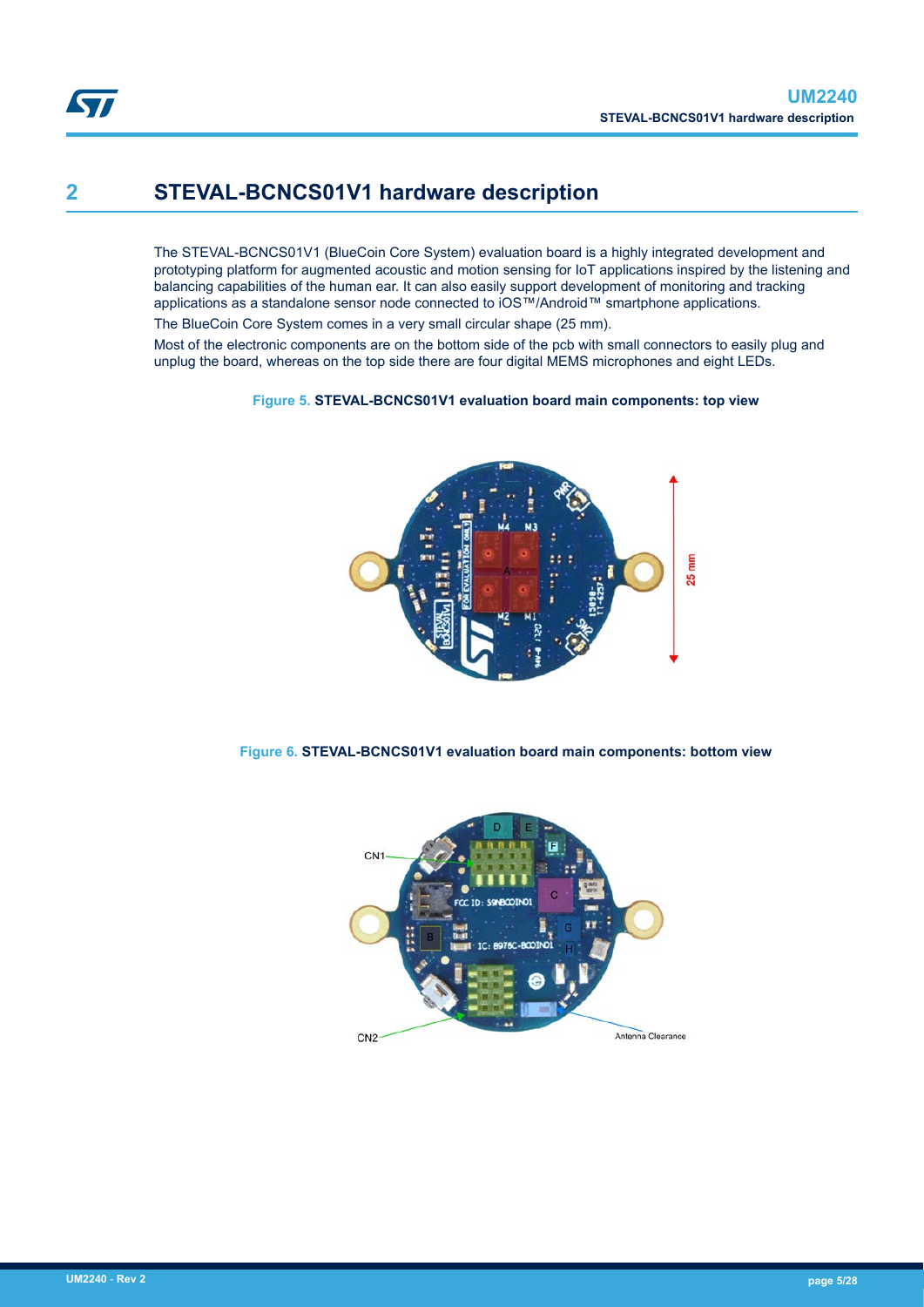# 2 STEVAL-BCNCS01V1 hardware description

The STEVAL-BCNCS01V1 (BlueCoin Core System) evaluation board is a highly integrated development and prototyping platform for augmented acoustic and motion sensing for IoT applications inspired by the listening and balancing capabilities of the human ear. It can also easily support development of monitoring and tracking applications as a standalone sensor node connected to iOS™/Android™ smartphone applications.

The BlueCoin Core System comes in a very small circular shape (25 mm).

Most of the electronic components are on the bottom side of the pcb with small connectors to easily plug and unplug the board, whereas on the top side there are four digital MEMS microphones and eight LEDs.

**Figure 5. STEVAL-BCNCS01V1 evaluation board main components: top view**

**Figure 6. STEVAL-BCNCS01V1 evaluation board main components: bottom view**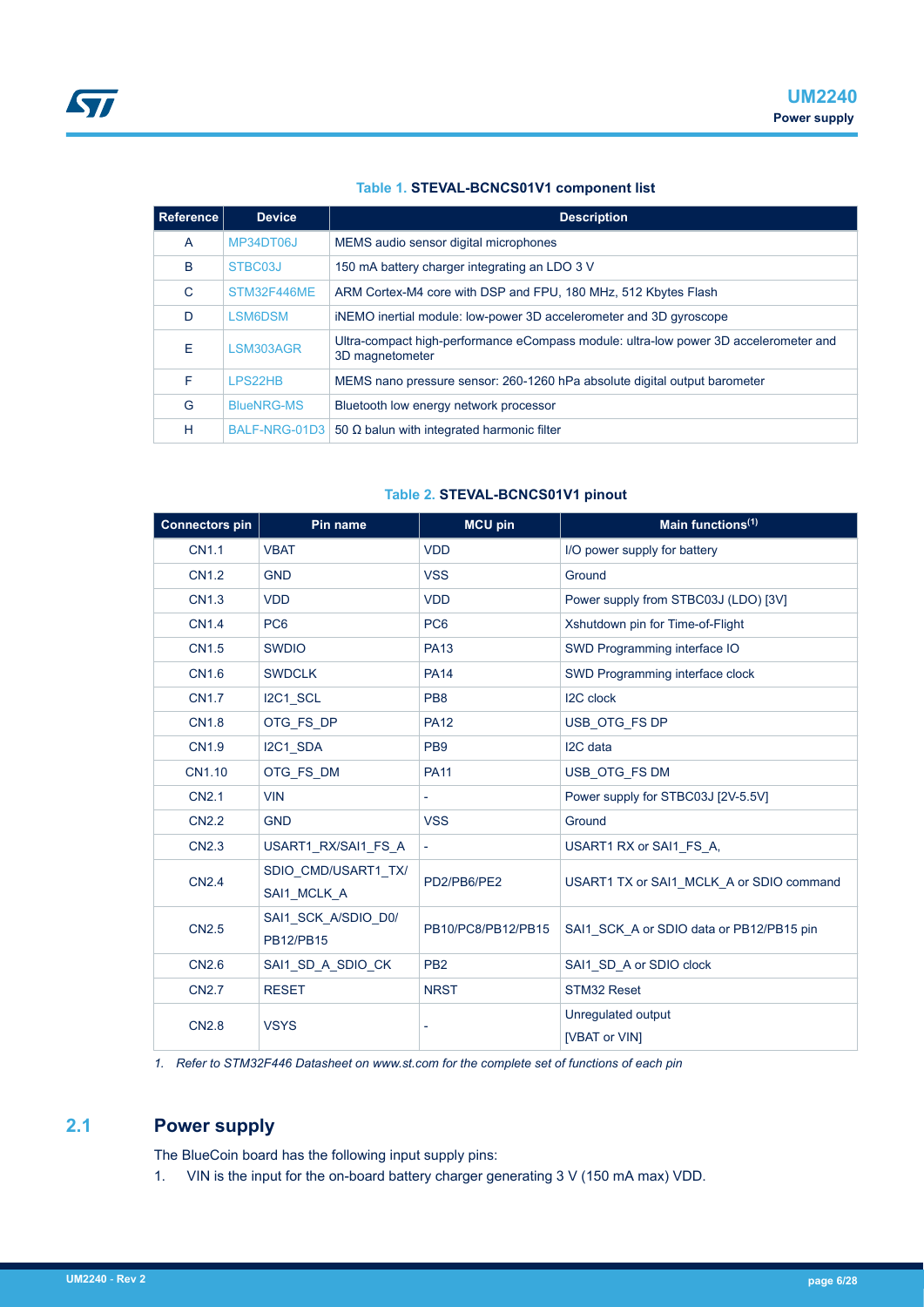**Table 1. STEVAL-BCNCS01V1 component list**

| Reference | Device | Description |
| --- | --- | --- |
| A | MP34DT06J | MEMS audio sensor digital microphones |
| B | STBC03J | 150 mA battery charger integrating an LDO 3 V |
| C | STM32F446ME | ARM Cortex-M4 core with DSP and FPU, 180 MHz, 512 Kbytes Flash |
| D | LSM6DSM | iNEMO inertial module: low-power 3D accelerometer and 3D gyroscope |
| E | LSM303AGR | Ultra-compact high-performance eCompass module: ultra-low power 3D accelerometer and 3D magnetometer |
| F | LPS22HB | MEMS nano pressure sensor: 260-1260 hPa absolute digital output barometer |
| G | BlueNRG-MS | Bluetooth low energy network processor |
| H | BALF-NRG-01D3 | 50 Ω balun with integrated harmonic filter |

**Table 2. STEVAL-BCNCS01V1 pinout**

| Connectors pin | Pin name | MCU pin | Main functions[1] |
| --- | --- | --- | --- |
| CN1.1 | VBAT | VDD | I/O power supply for battery |
| CN1.2 | GND | VSS | Ground |
| CN1.3 | VDD | VDD | Power supply from STBC03J (LDO) [3V] |
| CN1.4 | PC6 | PC6 | Xshutdown pin for Time-of-Flight |
| CN1.5 | SWDIO | PA13 | SWD Programming interface IO |
| CN1.6 | SWDCLK | PA14 | SWD Programming interface clock |
| CN1.7 | I2C1_SCL | PB8 | I2C clock |
| CN1.8 | OTG_FS_DP | PA12 | USB_OTG_FS DP |
| CN1.9 | I2C1_SDA | PB9 | I2C data |
| CN1.10 | OTG_FS_DM | PA11 | USB_OTG_FS DM |
| CN2.1 | VIN | - | Power supply for STBC03J [2V-5.5V] |
| CN2.2 | GND | VSS | Ground |
| CN2.3 | USART1_RX/SAI1_FS_A | - | USART1 RX or SAI1_FS_A, |
| CN2.4 | SDIO_CMD/USART1_TX/SAI1_MCLK_A | PD2/PB6/PE2 | USART1 TX or SAI1_MCLK_A or SDIO command |
| CN2.5 | SAI1_SCK_A/SDIO_D0/PB12/PB15 | PB10/PC8/PB12/PB15 | SAI1_SCK_A or SDIO data or PB12/PB15 pin |
| CN2.6 | SAI1_SD_A_SDIO_CK | PB2 | SAI1_SD_A or SDIO clock |
| CN2.7 | RESET | NRST | STM32 Reset |
| CN2.8 | VSYS | - | Unregulated output [VBAT or VIN] |

*1. Refer to STM32F446 Datasheet on www.st.com for the complete set of functions of each pin*

## 2.1 Power supply

The BlueCoin board has the following input supply pins:

1. VIN is the input for the on-board battery charger generating 3 V (150 mA max) VDD.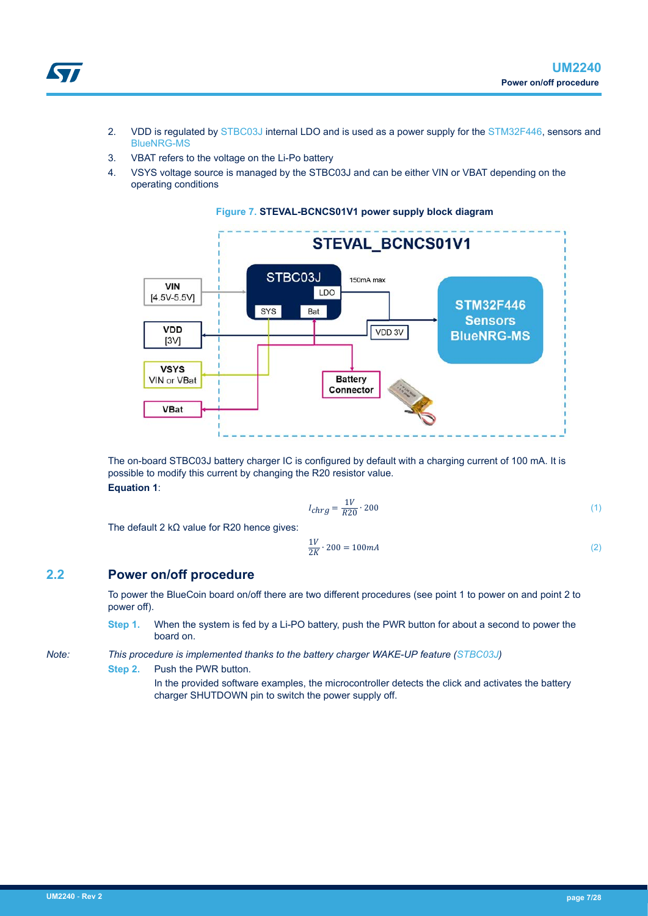2. VDD is regulated by STBC03J internal LDO and is used as a power supply for the STM32F446, sensors and BlueNRG-MS
3. VBAT refers to the voltage on the Li-Po battery
4. VSYS voltage source is managed by the STBC03J and can be either VIN or VBAT depending on the operating conditions

**Figure 7. STEVAL-BCNCS01V1 power supply block diagram**

The on-board STBC03J battery charger IC is configured by default with a charging current of 100 mA. It is possible to modify this current by changing the R20 resistor value.

**Equation 1**:

$$I_{chrg} = \frac{1V}{R20} \cdot 200 \quad (1)$$

The default 2 kΩ value for R20 hence gives:

$$\frac{1V}{2K} \cdot 200 = 100mA \quad (2)$$

## 2.2 Power on/off procedure

To power the BlueCoin board on/off there are two different procedures (see point 1 to power on and point 2 to power off).

**Step 1.** When the system is fed by a Li-PO battery, push the PWR button for about a second to power the board on.

*Note: This procedure is implemented thanks to the battery charger WAKE-UP feature (STBC03J)*

**Step 2.** Push the PWR button.

In the provided software examples, the microcontroller detects the click and activates the battery charger SHUTDOWN pin to switch the power supply off.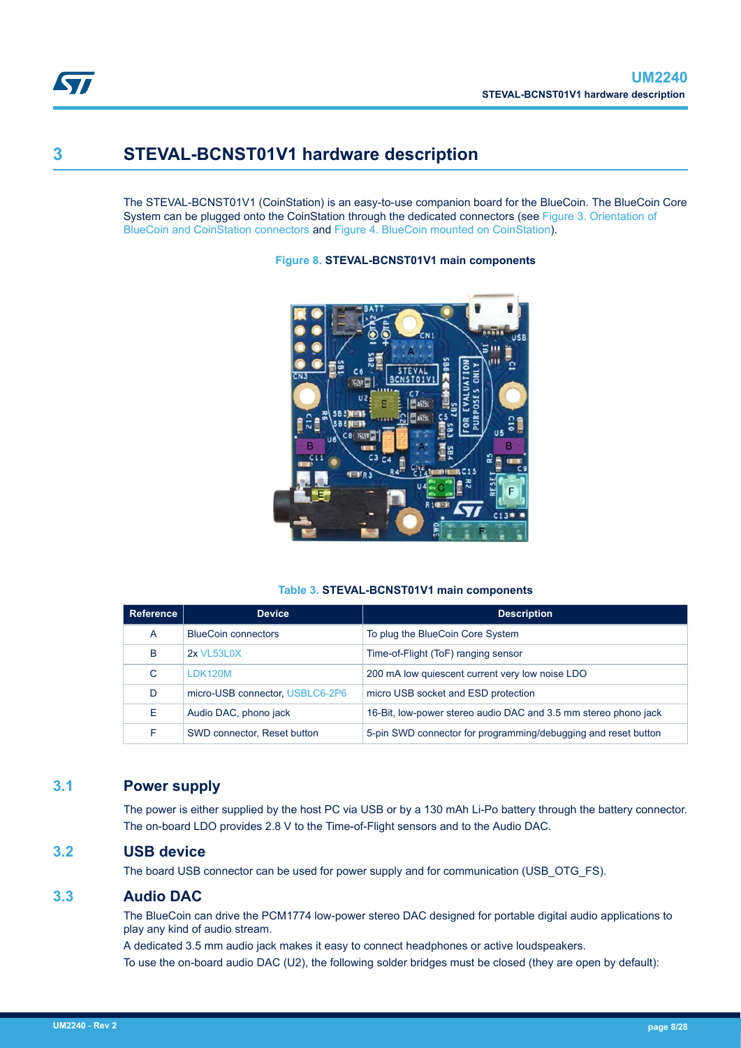# 3 STEVAL-BCNST01V1 hardware description

The STEVAL-BCNST01V1 (CoinStation) is an easy-to-use companion board for the BlueCoin. The BlueCoin Core System can be plugged onto the CoinStation through the dedicated connectors (see Figure 3. Orientation of BlueCoin and CoinStation connectors and Figure 4. BlueCoin mounted on CoinStation).

**Figure 8. STEVAL-BCNST01V1 main components**

**Table 3. STEVAL-BCNST01V1 main components**

| Reference | Device | Description |
|---|---|---|
| A | BlueCoin connectors | To plug the BlueCoin Core System |
| B | 2x VL53L0X | Time-of-Flight (ToF) ranging sensor |
| C | LDK120M | 200 mA low quiescent current very low noise LDO |
| D | micro-USB connector, USBLC6-2P6 | micro USB socket and ESD protection |
| E | Audio DAC, phono jack | 16-Bit, low-power stereo audio DAC and 3.5 mm stereo phono jack |
| F | SWD connector, Reset button | 5-pin SWD connector for programming/debugging and reset button |

## 3.1 Power supply

The power is either supplied by the host PC via USB or by a 130 mAh Li-Po battery through the battery connector. The on-board LDO provides 2.8 V to the Time-of-Flight sensors and to the Audio DAC.

## 3.2 USB device

The board USB connector can be used for power supply and for communication (USB_OTG_FS).

## 3.3 Audio DAC

The BlueCoin can drive the PCM1774 low-power stereo DAC designed for portable digital audio applications to play any kind of audio stream.

A dedicated 3.5 mm audio jack makes it easy to connect headphones or active loudspeakers.

To use the on-board audio DAC (U2), the following solder bridges must be closed (they are open by default):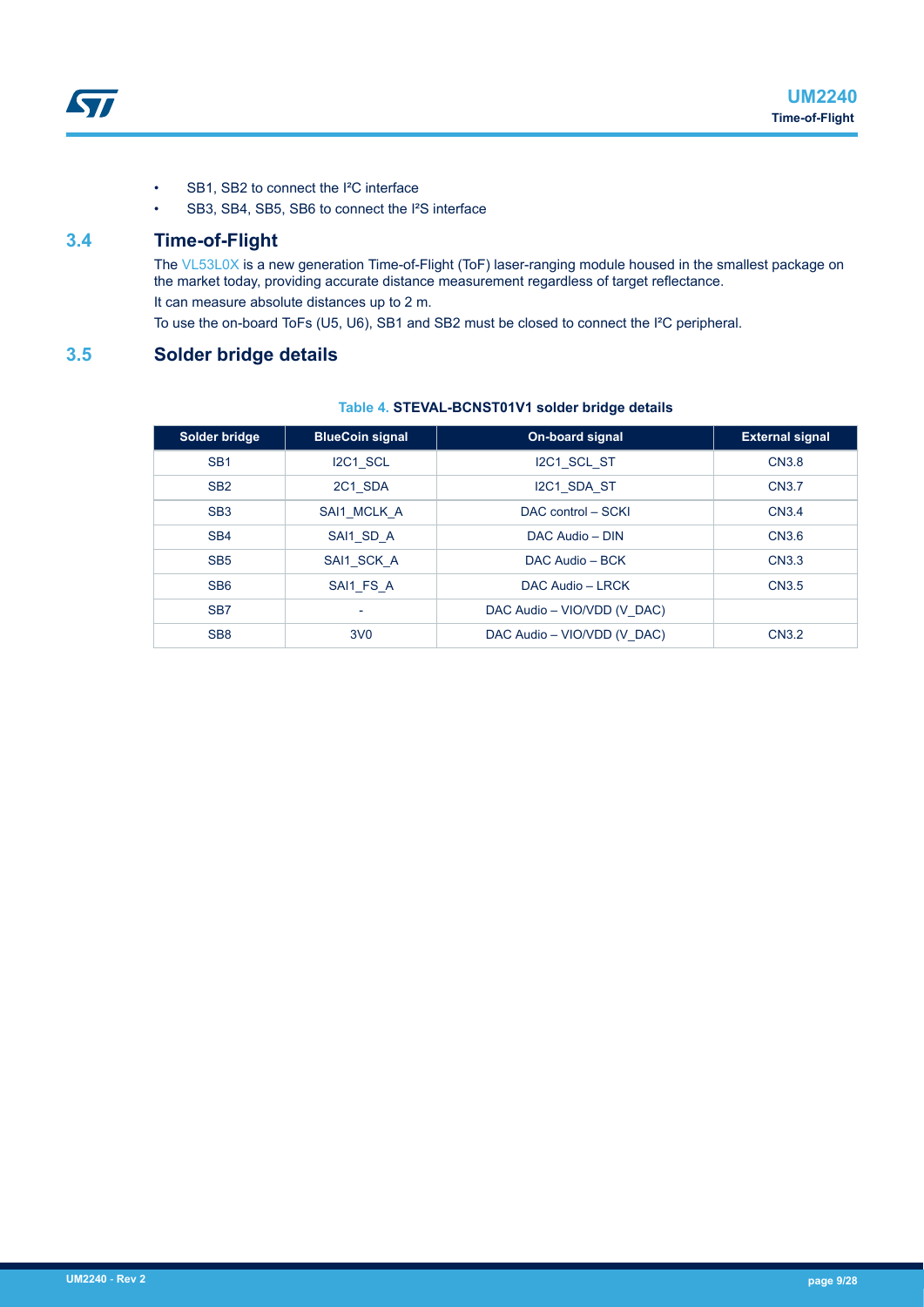- SB1, SB2 to connect the I²C interface
- SB3, SB4, SB5, SB6 to connect the I²S interface

## 3.4 Time-of-Flight

The VL53L0X is a new generation Time-of-Flight (ToF) laser-ranging module housed in the smallest package on the market today, providing accurate distance measurement regardless of target reflectance.

It can measure absolute distances up to 2 m.

To use the on-board ToFs (U5, U6), SB1 and SB2 must be closed to connect the I²C peripheral.

## 3.5 Solder bridge details

**Table 4. STEVAL-BCNST01V1 solder bridge details**

| Solder bridge | BlueCoin signal | On-board signal | External signal |
| --- | --- | --- | --- |
| SB1 | I2C1_SCL | I2C1_SCL_ST | CN3.8 |
| SB2 | 2C1_SDA | I2C1_SDA_ST | CN3.7 |
| SB3 | SAI1_MCLK_A | DAC control – SCKI | CN3.4 |
| SB4 | SAI1_SD_A | DAC Audio – DIN | CN3.6 |
| SB5 | SAI1_SCK_A | DAC Audio – BCK | CN3.3 |
| SB6 | SAI1_FS_A | DAC Audio – LRCK | CN3.5 |
| SB7 | - | DAC Audio – VIO/VDD (V_DAC) | |
| SB8 | 3V0 | DAC Audio – VIO/VDD (V_DAC) | CN3.2 |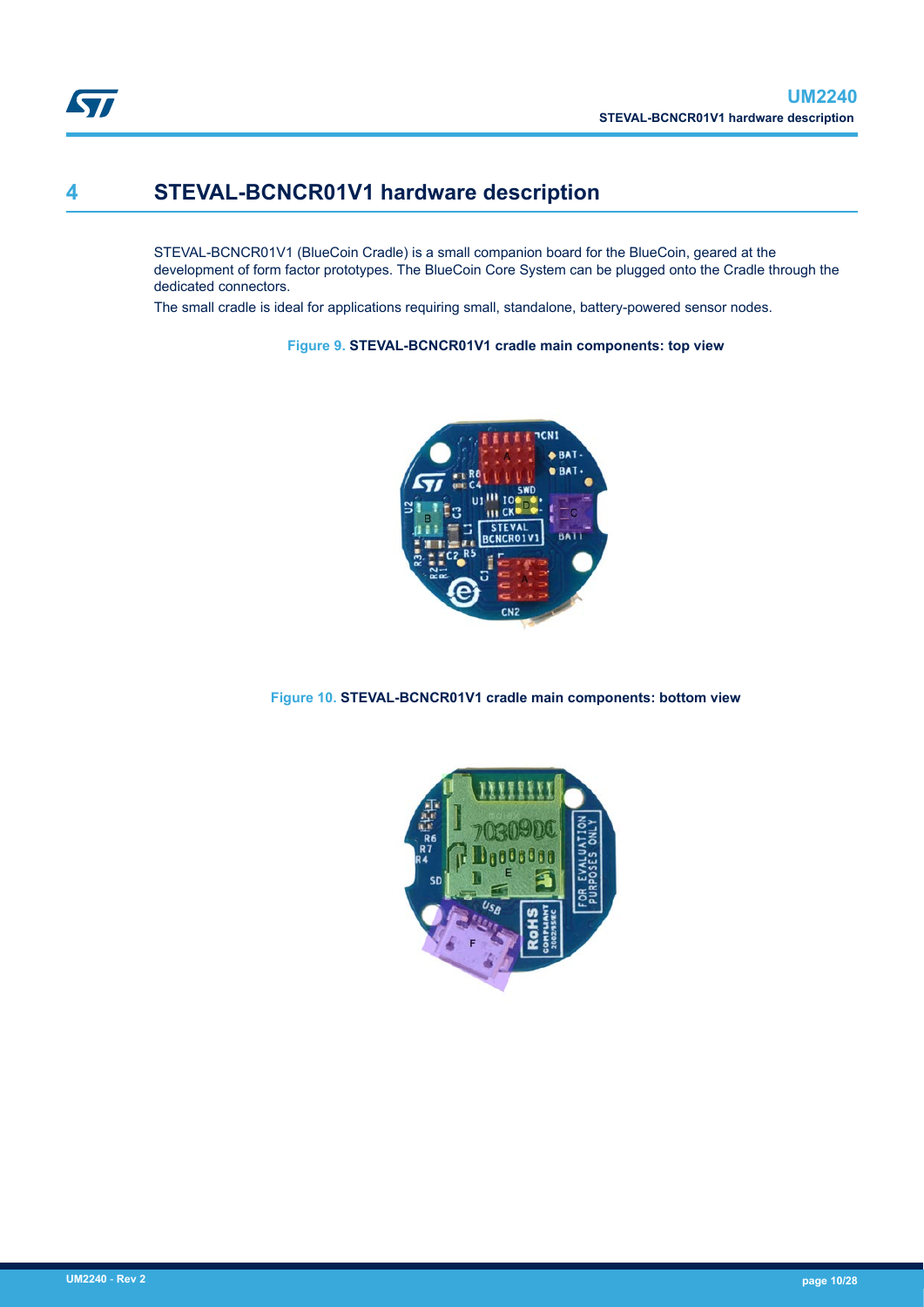# 4 STEVAL-BCNCR01V1 hardware description

STEVAL-BCNCR01V1 (BlueCoin Cradle) is a small companion board for the BlueCoin, geared at the development of form factor prototypes. The BlueCoin Core System can be plugged onto the Cradle through the dedicated connectors.

The small cradle is ideal for applications requiring small, standalone, battery-powered sensor nodes.

**Figure 9. STEVAL-BCNCR01V1 cradle main components: top view**

**Figure 10. STEVAL-BCNCR01V1 cradle main components: bottom view**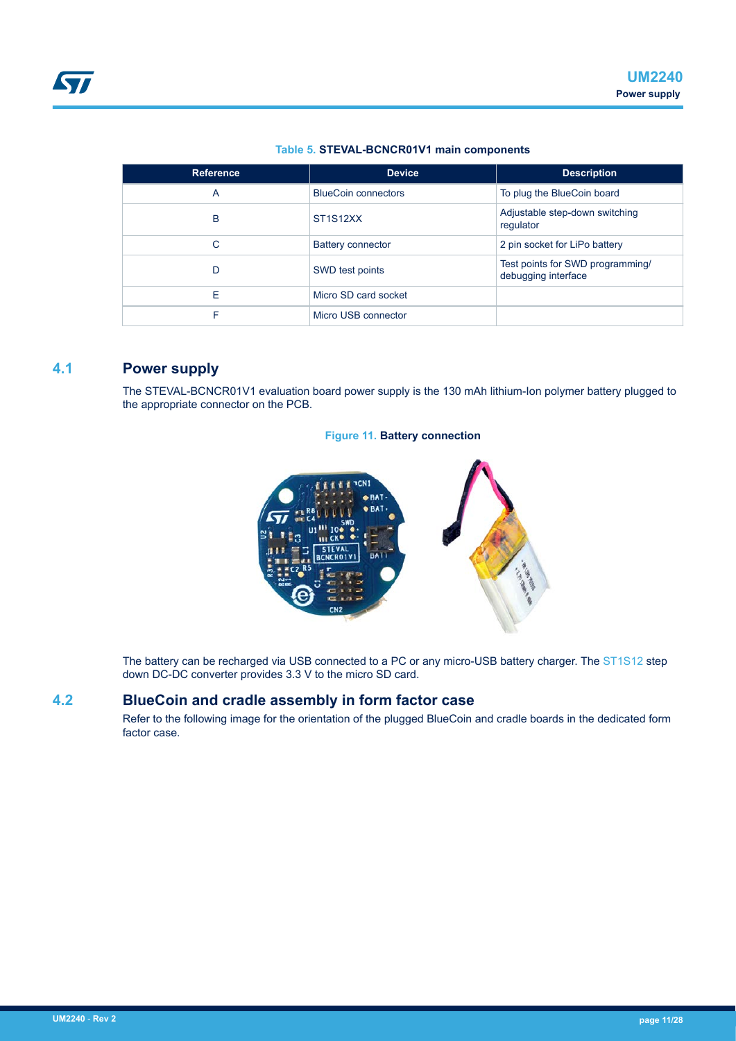Table 5. **STEVAL-BCNCR01V1 main components**

| Reference | Device | Description |
| --- | --- | --- |
| A | BlueCoin connectors | To plug the BlueCoin board |
| B | ST1S12XX | Adjustable step-down switching regulator |
| C | Battery connector | 2 pin socket for LiPo battery |
| D | SWD test points | Test points for SWD programming/ debugging interface |
| E | Micro SD card socket | |
| F | Micro USB connector | |

## 4.1 Power supply

The STEVAL-BCNCR01V1 evaluation board power supply is the 130 mAh lithium-Ion polymer battery plugged to the appropriate connector on the PCB.

Figure 11. **Battery connection**

The battery can be recharged via USB connected to a PC or any micro-USB battery charger. The ST1S12 step down DC-DC converter provides 3.3 V to the micro SD card.

## 4.2 BlueCoin and cradle assembly in form factor case

Refer to the following image for the orientation of the plugged BlueCoin and cradle boards in the dedicated form factor case.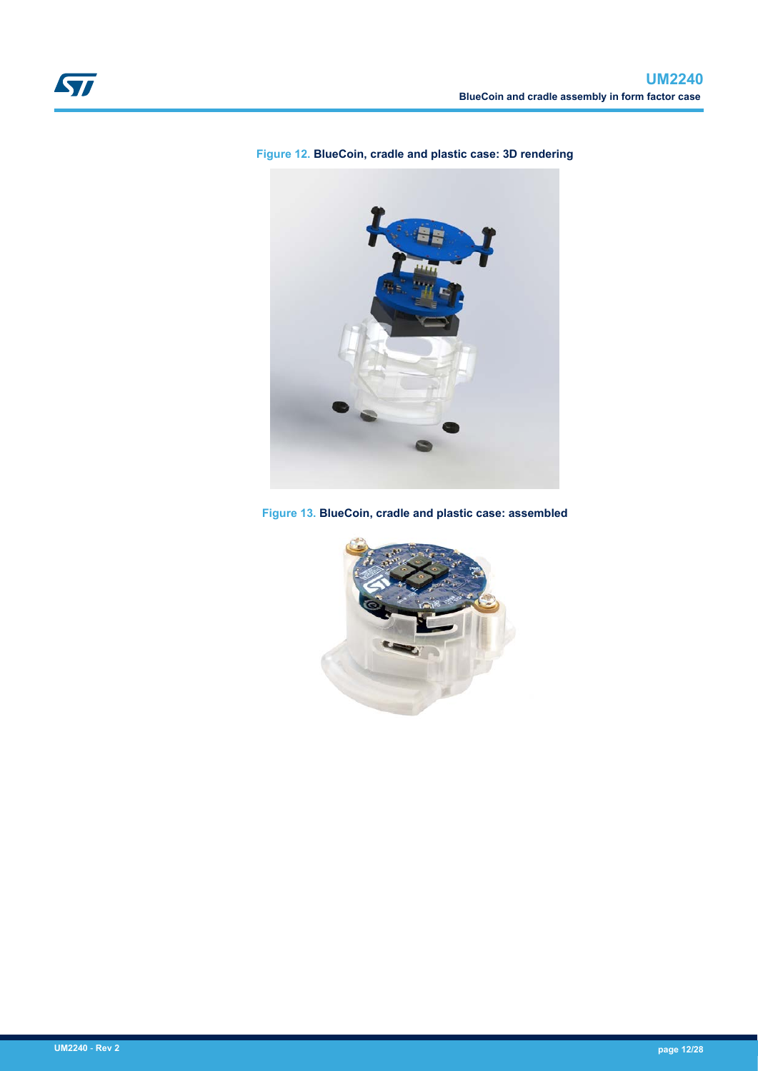Figure 12. **BlueCoin, cradle and plastic case: 3D rendering**

Figure 13. **BlueCoin, cradle and plastic case: assembled**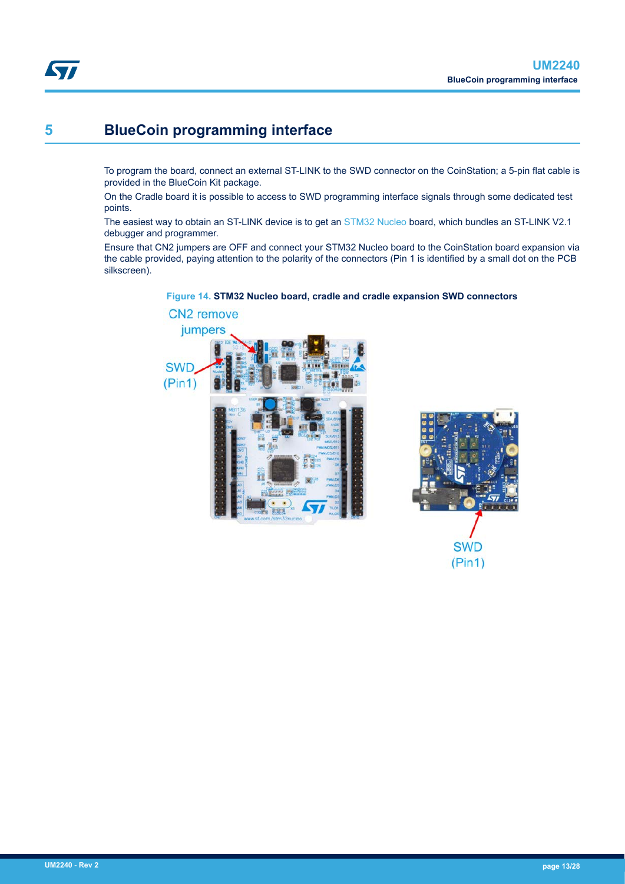# 5 BlueCoin programming interface

To program the board, connect an external ST-LINK to the SWD connector on the CoinStation; a 5-pin flat cable is provided in the BlueCoin Kit package.

On the Cradle board it is possible to access to SWD programming interface signals through some dedicated test points.

The easiest way to obtain an ST-LINK device is to get an STM32 Nucleo board, which bundles an ST-LINK V2.1 debugger and programmer.

Ensure that CN2 jumpers are OFF and connect your STM32 Nucleo board to the CoinStation board expansion via the cable provided, paying attention to the polarity of the connectors (Pin 1 is identified by a small dot on the PCB silkscreen).

**Figure 14. STM32 Nucleo board, cradle and cradle expansion SWD connectors**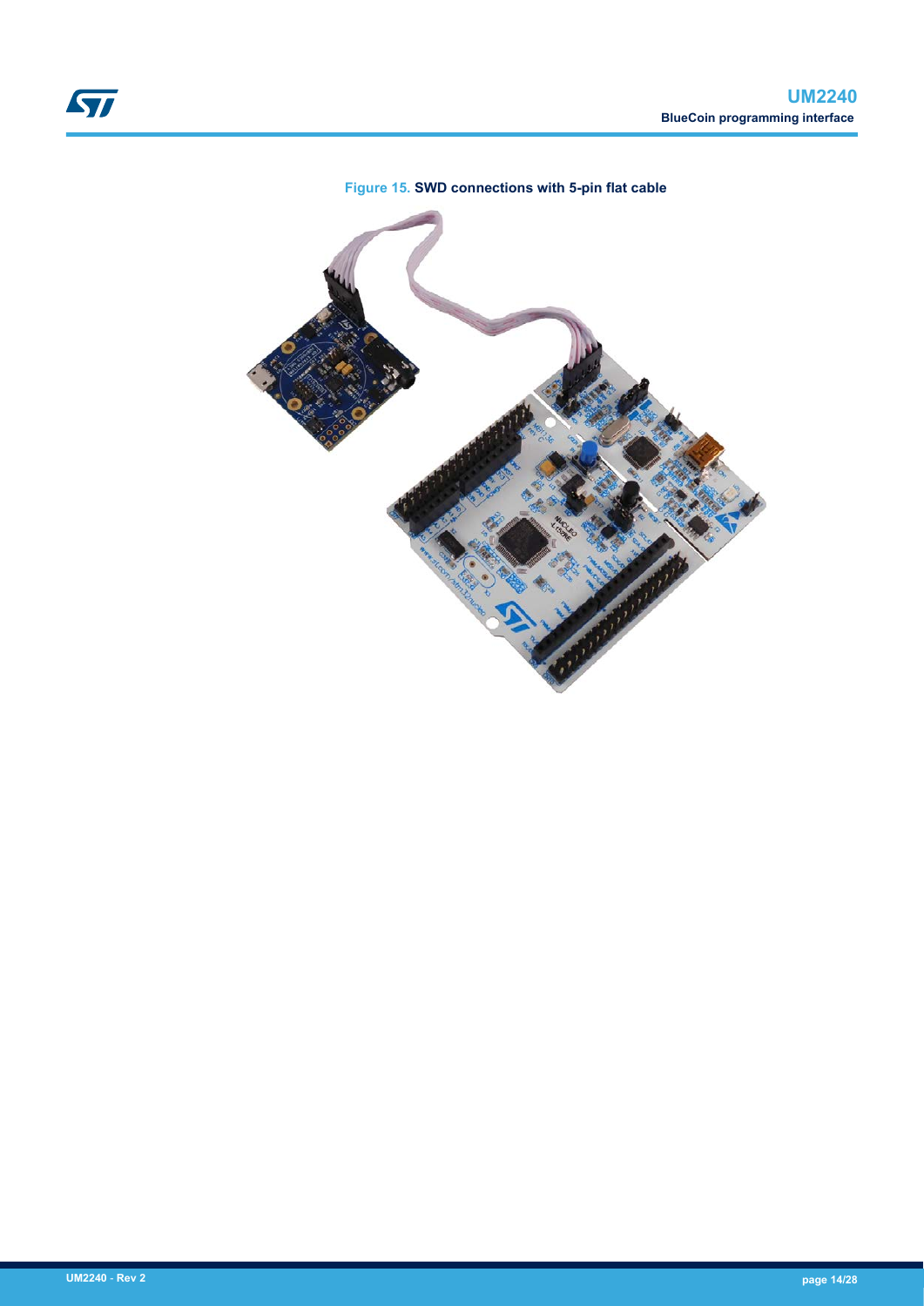Figure 15. SWD connections with 5-pin flat cable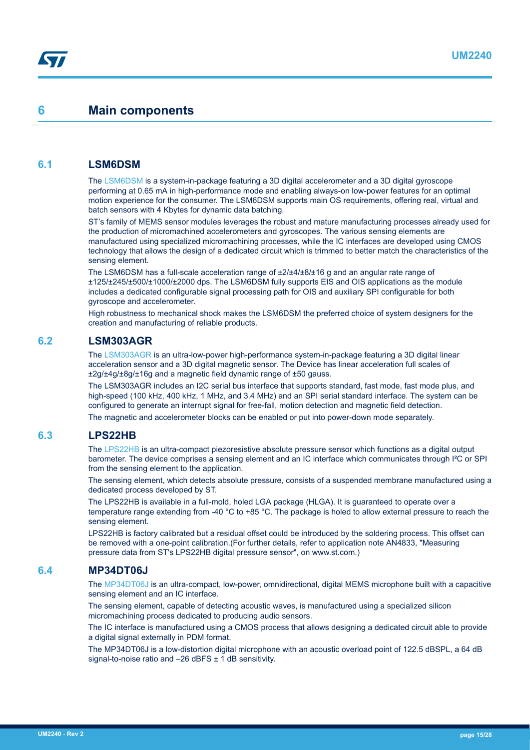# 6 Main components

## 6.1 LSM6DSM

The LSM6DSM is a system-in-package featuring a 3D digital accelerometer and a 3D digital gyroscope performing at 0.65 mA in high-performance mode and enabling always-on low-power features for an optimal motion experience for the consumer. The LSM6DSM supports main OS requirements, offering real, virtual and batch sensors with 4 Kbytes for dynamic data batching.

ST's family of MEMS sensor modules leverages the robust and mature manufacturing processes already used for the production of micromachined accelerometers and gyroscopes. The various sensing elements are manufactured using specialized micromachining processes, while the IC interfaces are developed using CMOS technology that allows the design of a dedicated circuit which is trimmed to better match the characteristics of the sensing element.

The LSM6DSM has a full-scale acceleration range of ±2/±4/±8/±16 g and an angular rate range of ±125/±245/±500/±1000/±2000 dps. The LSM6DSM fully supports EIS and OIS applications as the module includes a dedicated configurable signal processing path for OIS and auxiliary SPI configurable for both gyroscope and accelerometer.

High robustness to mechanical shock makes the LSM6DSM the preferred choice of system designers for the creation and manufacturing of reliable products.

## 6.2 LSM303AGR

The LSM303AGR is an ultra-low-power high-performance system-in-package featuring a 3D digital linear acceleration sensor and a 3D digital magnetic sensor. The Device has linear acceleration full scales of ±2g/±4g/±8g/±16g and a magnetic field dynamic range of ±50 gauss.

The LSM303AGR includes an I2C serial bus interface that supports standard, fast mode, fast mode plus, and high-speed (100 kHz, 400 kHz, 1 MHz, and 3.4 MHz) and an SPI serial standard interface. The system can be configured to generate an interrupt signal for free-fall, motion detection and magnetic field detection.

The magnetic and accelerometer blocks can be enabled or put into power-down mode separately.

## 6.3 LPS22HB

The LPS22HB is an ultra-compact piezoresistive absolute pressure sensor which functions as a digital output barometer. The device comprises a sensing element and an IC interface which communicates through I²C or SPI from the sensing element to the application.

The sensing element, which detects absolute pressure, consists of a suspended membrane manufactured using a dedicated process developed by ST.

The LPS22HB is available in a full-mold, holed LGA package (HLGA). It is guaranteed to operate over a temperature range extending from -40 °C to +85 °C. The package is holed to allow external pressure to reach the sensing element.

LPS22HB is factory calibrated but a residual offset could be introduced by the soldering process. This offset can be removed with a one-point calibration.(For further details, refer to application note AN4833, "Measuring pressure data from ST's LPS22HB digital pressure sensor", on www.st.com.)

## 6.4 MP34DT06J

The MP34DT06J is an ultra-compact, low-power, omnidirectional, digital MEMS microphone built with a capacitive sensing element and an IC interface.

The sensing element, capable of detecting acoustic waves, is manufactured using a specialized silicon micromachining process dedicated to producing audio sensors.

The IC interface is manufactured using a CMOS process that allows designing a dedicated circuit able to provide a digital signal externally in PDM format.

The MP34DT06J is a low-distortion digital microphone with an acoustic overload point of 122.5 dBSPL, a 64 dB signal-to-noise ratio and –26 dBFS ± 1 dB sensitivity.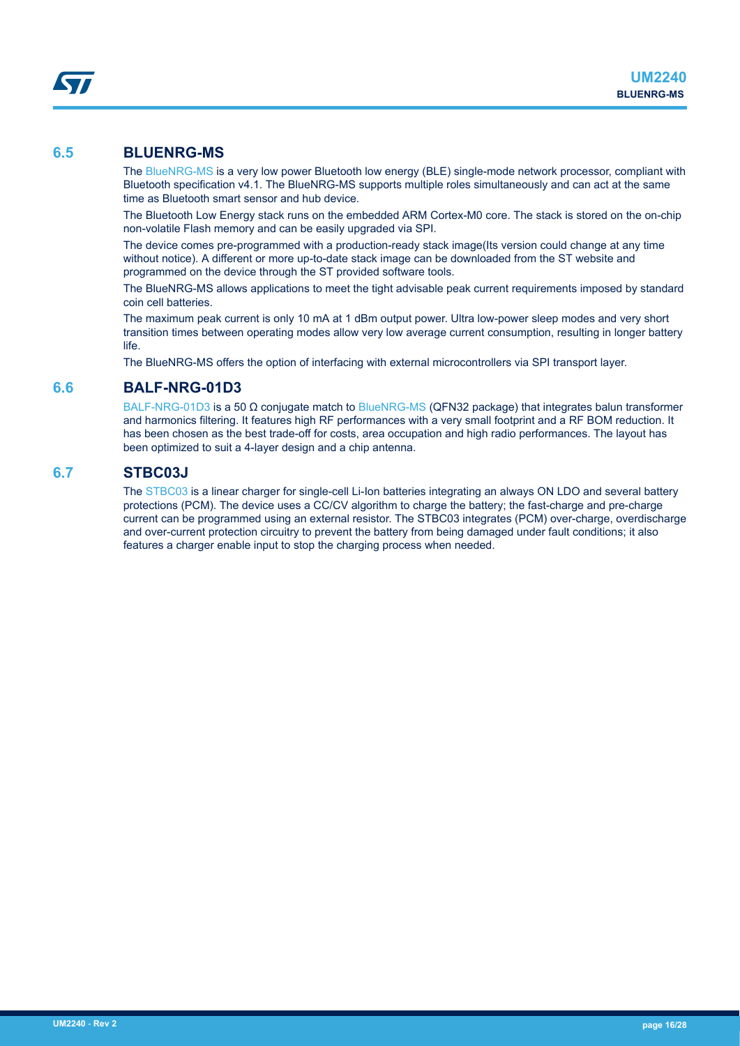## 6.5 BLUENRG-MS

The BlueNRG-MS is a very low power Bluetooth low energy (BLE) single-mode network processor, compliant with Bluetooth specification v4.1. The BlueNRG-MS supports multiple roles simultaneously and can act at the same time as Bluetooth smart sensor and hub device.

The Bluetooth Low Energy stack runs on the embedded ARM Cortex-M0 core. The stack is stored on the on-chip non-volatile Flash memory and can be easily upgraded via SPI.

The device comes pre-programmed with a production-ready stack image(Its version could change at any time without notice). A different or more up-to-date stack image can be downloaded from the ST website and programmed on the device through the ST provided software tools.

The BlueNRG-MS allows applications to meet the tight advisable peak current requirements imposed by standard coin cell batteries.

The maximum peak current is only 10 mA at 1 dBm output power. Ultra low-power sleep modes and very short transition times between operating modes allow very low average current consumption, resulting in longer battery life.

The BlueNRG-MS offers the option of interfacing with external microcontrollers via SPI transport layer.

## 6.6 BALF-NRG-01D3

BALF-NRG-01D3 is a 50 Ω conjugate match to BlueNRG-MS (QFN32 package) that integrates balun transformer and harmonics filtering. It features high RF performances with a very small footprint and a RF BOM reduction. It has been chosen as the best trade-off for costs, area occupation and high radio performances. The layout has been optimized to suit a 4-layer design and a chip antenna.

## 6.7 STBC03J

The STBC03 is a linear charger for single-cell Li-Ion batteries integrating an always ON LDO and several battery protections (PCM). The device uses a CC/CV algorithm to charge the battery; the fast-charge and pre-charge current can be programmed using an external resistor. The STBC03 integrates (PCM) over-charge, overdischarge and over-current protection circuitry to prevent the battery from being damaged under fault conditions; it also features a charger enable input to stop the charging process when needed.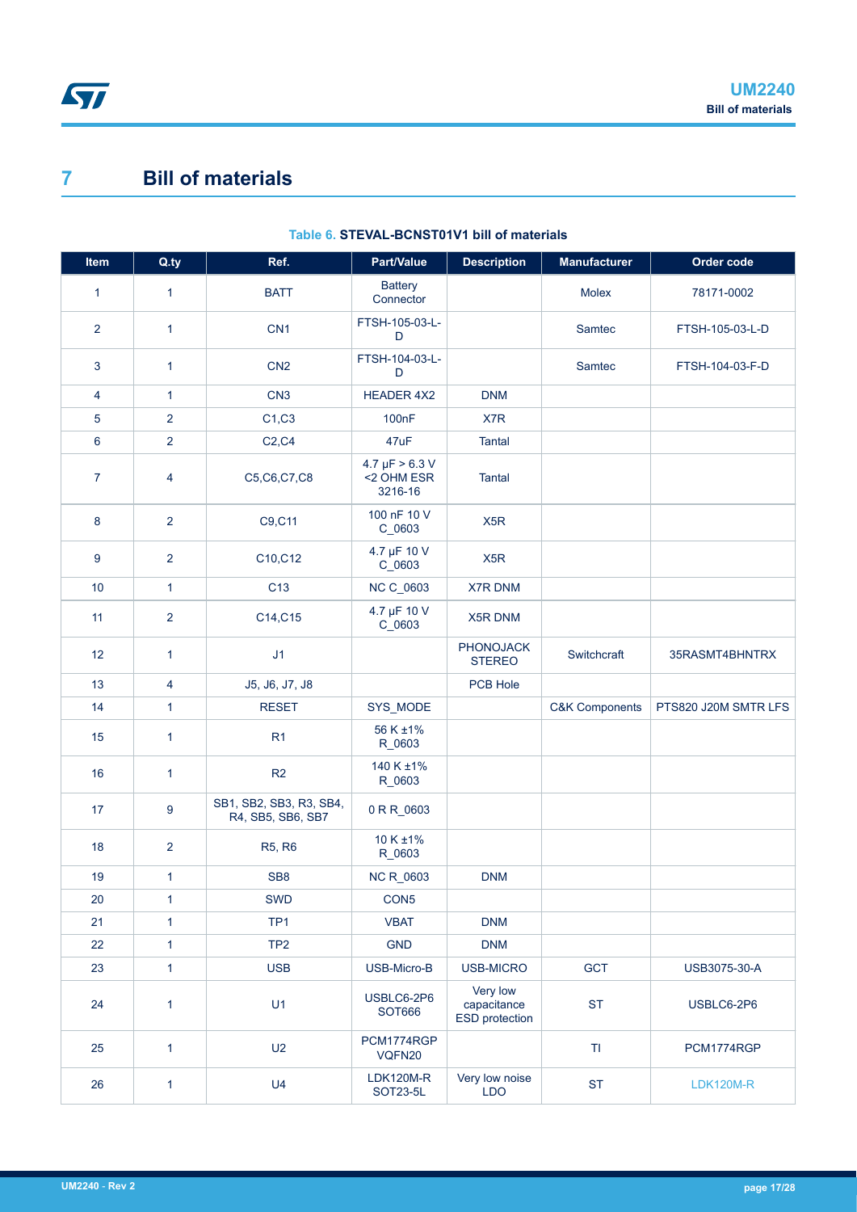# 7 Bill of materials

**Table 6. STEVAL-BCNST01V1 bill of materials**

| Item | Q.ty | Ref. | Part/Value | Description | Manufacturer | Order code |
|---|---|---|---|---|---|---|
| 1 | 1 | BATT | Battery Connector | | Molex | 78171-0002 |
| 2 | 1 | CN1 | FTSH-105-03-L-D | | Samtec | FTSH-105-03-L-D |
| 3 | 1 | CN2 | FTSH-104-03-L-D | | Samtec | FTSH-104-03-F-D |
| 4 | 1 | CN3 | HEADER 4X2 | DNM | | |
| 5 | 2 | C1,C3 | 100nF | X7R | | |
| 6 | 2 | C2,C4 | 47uF | Tantal | | |
| 7 | 4 | C5,C6,C7,C8 | 4.7 µF > 6.3 V <2 OHM ESR 3216-16 | Tantal | | |
| 8 | 2 | C9,C11 | 100 nF 10 V C_0603 | X5R | | |
| 9 | 2 | C10,C12 | 4.7 µF 10 V C_0603 | X5R | | |
| 10 | 1 | C13 | NC C_0603 | X7R DNM | | |
| 11 | 2 | C14,C15 | 4.7 µF 10 V C_0603 | X5R DNM | | |
| 12 | 1 | J1 | | PHONOJACK STEREO | Switchcraft | 35RASMT4BHNTRX |
| 13 | 4 | J5, J6, J7, J8 | | PCB Hole | | |
| 14 | 1 | RESET | SYS_MODE | | C&K Components | PTS820 J20M SMTR LFS |
| 15 | 1 | R1 | 56 K ±1% R_0603 | | | |
| 16 | 1 | R2 | 140 K ±1% R_0603 | | | |
| 17 | 9 | SB1, SB2, SB3, R3, SB4, R4, SB5, SB6, SB7 | 0 R R_0603 | | | |
| 18 | 2 | R5, R6 | 10 K ±1% R_0603 | | | |
| 19 | 1 | SB8 | NC R_0603 | DNM | | |
| 20 | 1 | SWD | CON5 | | | |
| 21 | 1 | TP1 | VBAT | DNM | | |
| 22 | 1 | TP2 | GND | DNM | | |
| 23 | 1 | USB | USB-Micro-B | USB-MICRO | GCT | USB3075-30-A |
| 24 | 1 | U1 | USBLC6-2P6 SOT666 | Very low capacitance ESD protection | ST | USBLC6-2P6 |
| 25 | 1 | U2 | PCM1774RGP VQFN20 | | TI | PCM1774RGP |
| 26 | 1 | U4 | LDK120M-R SOT23-5L | Very low noise LDO | ST | LDK120M-R |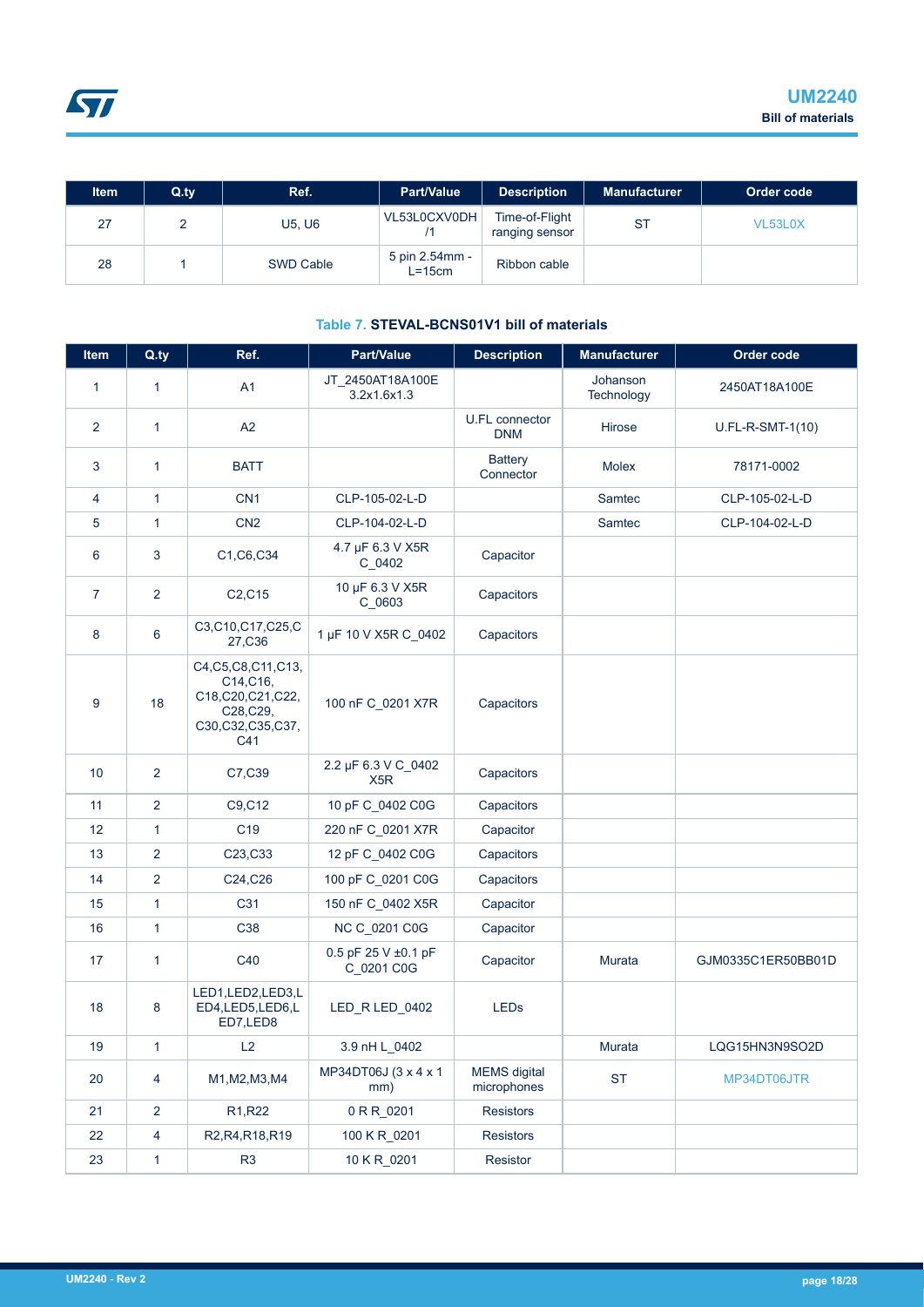| Item | Q.ty | Ref. | Part/Value | Description | Manufacturer | Order code |
|---|---|---|---|---|---|---|
| 27 | 2 | U5, U6 | VL53L0CXV0DH /1 | Time-of-Flight ranging sensor | ST | VL53L0X |
| 28 | 1 | SWD Cable | 5 pin 2.54mm - L=15cm | Ribbon cable | | |

**Table 7. STEVAL-BCNS01V1 bill of materials**

| Item | Q.ty | Ref. | Part/Value | Description | Manufacturer | Order code |
|---|---|---|---|---|---|---|
| 1 | 1 | A1 | JT_2450AT18A100E 3.2x1.6x1.3 | | Johanson Technology | 2450AT18A100E |
| 2 | 1 | A2 | | U.FL connector DNM | Hirose | U.FL-R-SMT-1(10) |
| 3 | 1 | BATT | | Battery Connector | Molex | 78171-0002 |
| 4 | 1 | CN1 | CLP-105-02-L-D | | Samtec | CLP-105-02-L-D |
| 5 | 1 | CN2 | CLP-104-02-L-D | | Samtec | CLP-104-02-L-D |
| 6 | 3 | C1,C6,C34 | 4.7 µF 6.3 V X5R C_0402 | Capacitor | | |
| 7 | 2 | C2,C15 | 10 µF 6.3 V X5R C_0603 | Capacitors | | |
| 8 | 6 | C3,C10,C17,C25,C27,C36 | 1 µF 10 V X5R C_0402 | Capacitors | | |
| 9 | 18 | C4,C5,C8,C11,C13, C14,C16, C18,C20,C21,C22, C28,C29, C30,C32,C35,C37, C41 | 100 nF C_0201 X7R | Capacitors | | |
| 10 | 2 | C7,C39 | 2.2 µF 6.3 V C_0402 X5R | Capacitors | | |
| 11 | 2 | C9,C12 | 10 pF C_0402 C0G | Capacitors | | |
| 12 | 1 | C19 | 220 nF C_0201 X7R | Capacitor | | |
| 13 | 2 | C23,C33 | 12 pF C_0402 C0G | Capacitors | | |
| 14 | 2 | C24,C26 | 100 pF C_0201 C0G | Capacitors | | |
| 15 | 1 | C31 | 150 nF C_0402 X5R | Capacitor | | |
| 16 | 1 | C38 | NC C_0201 C0G | Capacitor | | |
| 17 | 1 | C40 | 0.5 pF 25 V ±0.1 pF C_0201 C0G | Capacitor | Murata | GJM0335C1ER50BB01D |
| 18 | 8 | LED1,LED2,LED3,LED4,LED5,LED6,LED7,LED8 | LED_R LED_0402 | LEDs | | |
| 19 | 1 | L2 | 3.9 nH L_0402 | | Murata | LQG15HN3N9SO2D |
| 20 | 4 | M1,M2,M3,M4 | MP34DT06J (3 x 4 x 1 mm) | MEMS digital microphones | ST | MP34DT06JTR |
| 21 | 2 | R1,R22 | 0 R R_0201 | Resistors | | |
| 22 | 4 | R2,R4,R18,R19 | 100 K R_0201 | Resistors | | |
| 23 | 1 | R3 | 10 K R_0201 | Resistor | | |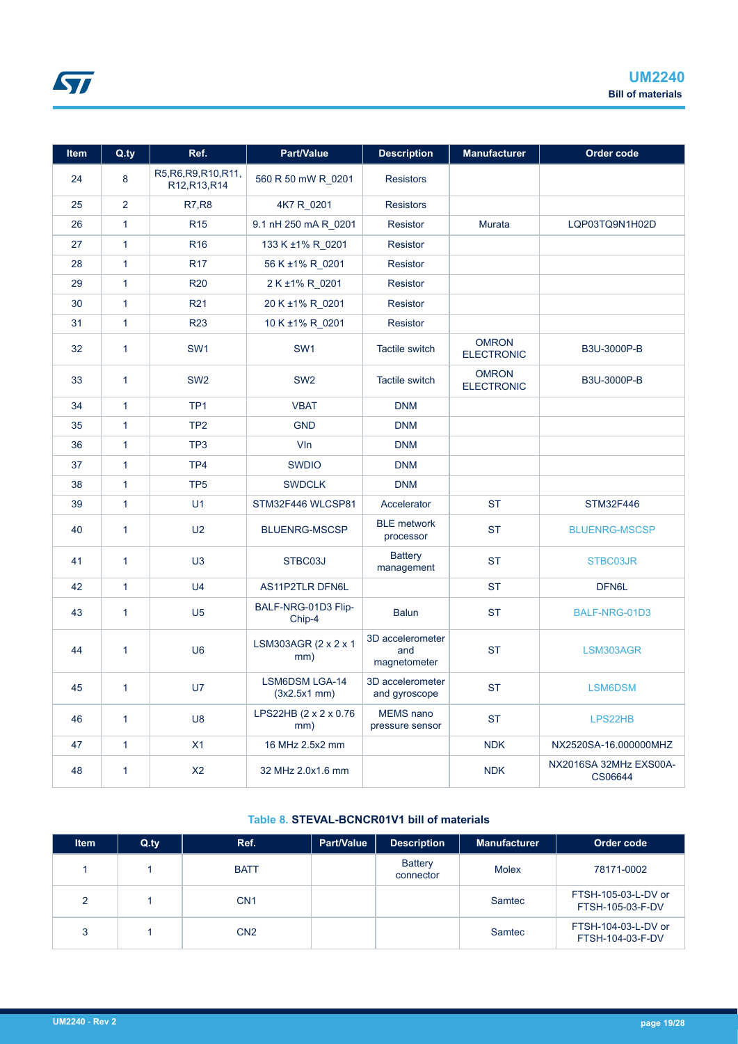| Item | Q.ty | Ref. | Part/Value | Description | Manufacturer | Order code |
|---|---|---|---|---|---|---|
| 24 | 8 | R5,R6,R9,R10,R11, R12,R13,R14 | 560 R 50 mW R_0201 | Resistors | | |
| 25 | 2 | R7,R8 | 4K7 R_0201 | Resistors | | |
| 26 | 1 | R15 | 9.1 nH 250 mA R_0201 | Resistor | Murata | LQP03TQ9N1H02D |
| 27 | 1 | R16 | 133 K ±1% R_0201 | Resistor | | |
| 28 | 1 | R17 | 56 K ±1% R_0201 | Resistor | | |
| 29 | 1 | R20 | 2 K ±1% R_0201 | Resistor | | |
| 30 | 1 | R21 | 20 K ±1% R_0201 | Resistor | | |
| 31 | 1 | R23 | 10 K ±1% R_0201 | Resistor | | |
| 32 | 1 | SW1 | SW1 | Tactile switch | OMRON ELECTRONIC | B3U-3000P-B |
| 33 | 1 | SW2 | SW2 | Tactile switch | OMRON ELECTRONIC | B3U-3000P-B |
| 34 | 1 | TP1 | VBAT | DNM | | |
| 35 | 1 | TP2 | GND | DNM | | |
| 36 | 1 | TP3 | VIn | DNM | | |
| 37 | 1 | TP4 | SWDIO | DNM | | |
| 38 | 1 | TP5 | SWDCLK | DNM | | |
| 39 | 1 | U1 | STM32F446 WLCSP81 | Accelerator | ST | STM32F446 |
| 40 | 1 | U2 | BLUENRG-MSCSP | BLE network processor | ST | BLUENRG-MSCSP |
| 41 | 1 | U3 | STBC03J | Battery management | ST | STBC03JR |
| 42 | 1 | U4 | AS11P2TLR DFN6L | | ST | DFN6L |
| 43 | 1 | U5 | BALF-NRG-01D3 Flip-Chip-4 | Balun | ST | BALF-NRG-01D3 |
| 44 | 1 | U6 | LSM303AGR (2 x 2 x 1 mm) | 3D accelerometer and magnetometer | ST | LSM303AGR |
| 45 | 1 | U7 | LSM6DSM LGA-14 (3x2.5x1 mm) | 3D accelerometer and gyroscope | ST | LSM6DSM |
| 46 | 1 | U8 | LPS22HB (2 x 2 x 0.76 mm) | MEMS nano pressure sensor | ST | LPS22HB |
| 47 | 1 | X1 | 16 MHz 2.5x2 mm | | NDK | NX2520SA-16.000000MHZ |
| 48 | 1 | X2 | 32 MHz 2.0x1.6 mm | | NDK | NX2016SA 32MHz EXS00A-CS06644 |

Table 8. **STEVAL-BCNCR01V1 bill of materials**

| Item | Q.ty | Ref. | Part/Value | Description | Manufacturer | Order code |
|---|---|---|---|---|---|---|
| 1 | 1 | BATT | | Battery connector | Molex | 78171-0002 |
| 2 | 1 | CN1 | | | Samtec | FTSH-105-03-L-DV or FTSH-105-03-F-DV |
| 3 | 1 | CN2 | | | Samtec | FTSH-104-03-L-DV or FTSH-104-03-F-DV |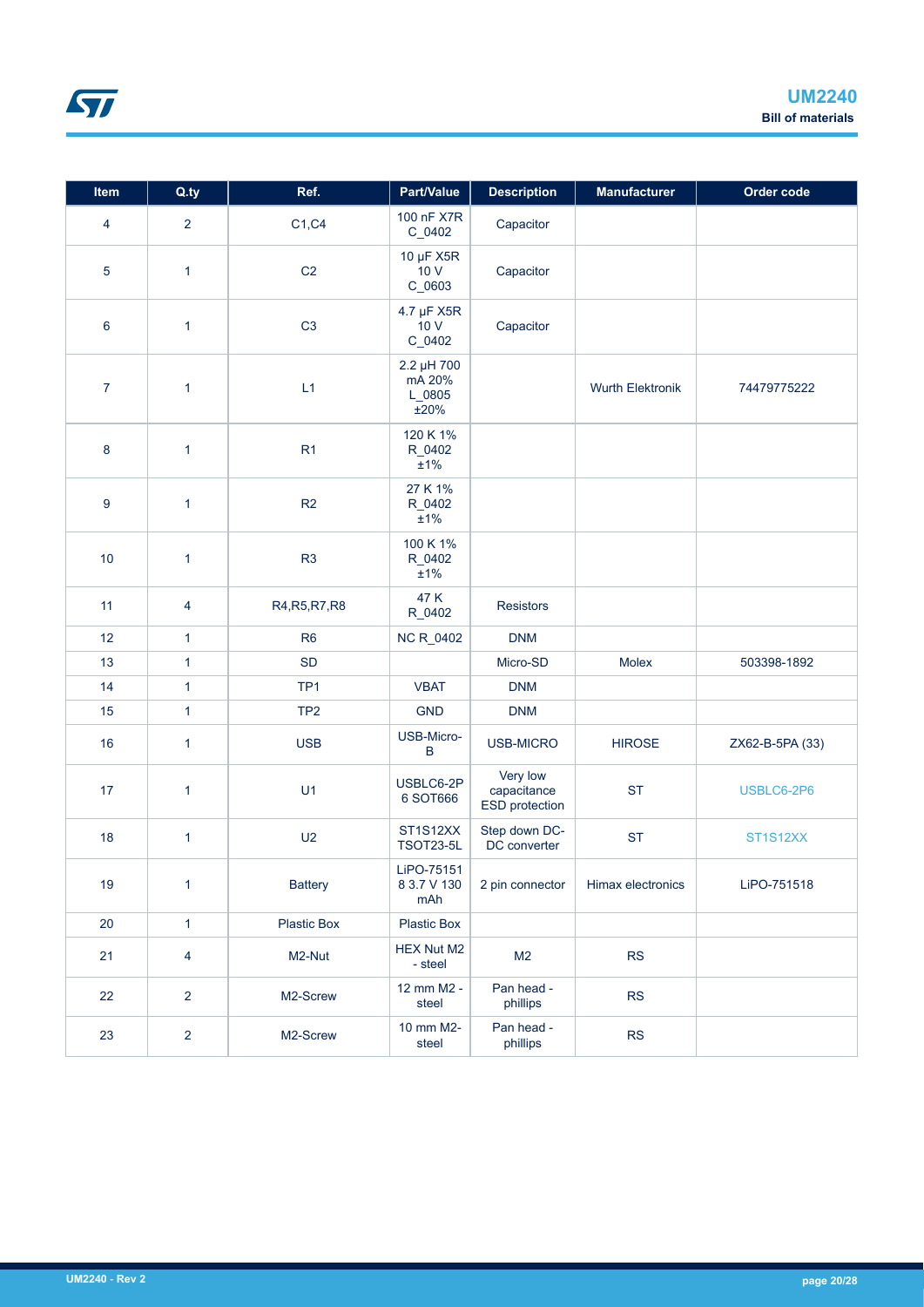| Item | Q.ty | Ref. | Part/Value | Description | Manufacturer | Order code |
| --- | --- | --- | --- | --- | --- | --- |
| 4 | 2 | C1,C4 | 100 nF X7R C_0402 | Capacitor | | |
| 5 | 1 | C2 | 10 µF X5R 10 V C_0603 | Capacitor | | |
| 6 | 1 | C3 | 4.7 µF X5R 10 V C_0402 | Capacitor | | |
| 7 | 1 | L1 | 2.2 µH 700 mA 20% L_0805 ±20% | | Wurth Elektronik | 74479775222 |
| 8 | 1 | R1 | 120 K 1% R_0402 ±1% | | | |
| 9 | 1 | R2 | 27 K 1% R_0402 ±1% | | | |
| 10 | 1 | R3 | 100 K 1% R_0402 ±1% | | | |
| 11 | 4 | R4,R5,R7,R8 | 47 K R_0402 | Resistors | | |
| 12 | 1 | R6 | NC R_0402 | DNM | | |
| 13 | 1 | SD | | Micro-SD | Molex | 503398-1892 |
| 14 | 1 | TP1 | VBAT | DNM | | |
| 15 | 1 | TP2 | GND | DNM | | |
| 16 | 1 | USB | USB-Micro-B | USB-MICRO | HIROSE | ZX62-B-5PA (33) |
| 17 | 1 | U1 | USBLC6-2P6 SOT666 | Very low capacitance ESD protection | ST | USBLC6-2P6 |
| 18 | 1 | U2 | ST1S12XX TSOT23-5L | Step down DC-DC converter | ST | ST1S12XX |
| 19 | 1 | Battery | LiPO-751518 3.7 V 130 mAh | 2 pin connector | Himax electronics | LiPO-751518 |
| 20 | 1 | Plastic Box | Plastic Box | | | |
| 21 | 4 | M2-Nut | HEX Nut M2 - steel | M2 | RS | |
| 22 | 2 | M2-Screw | 12 mm M2 - steel | Pan head - phillips | RS | |
| 23 | 2 | M2-Screw | 10 mm M2-steel | Pan head - phillips | RS | |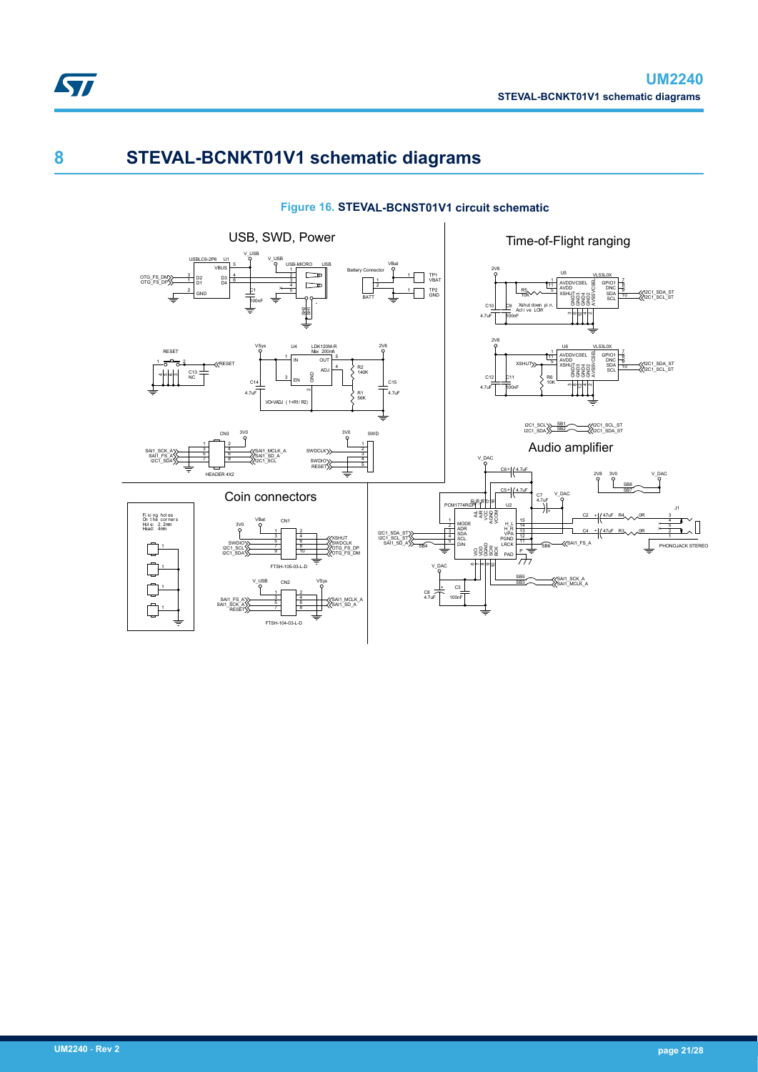# 8 STEVAL-BCNKT01V1 schematic diagrams

**Figure 16. STEVAL-BCNST01V1 circuit schematic**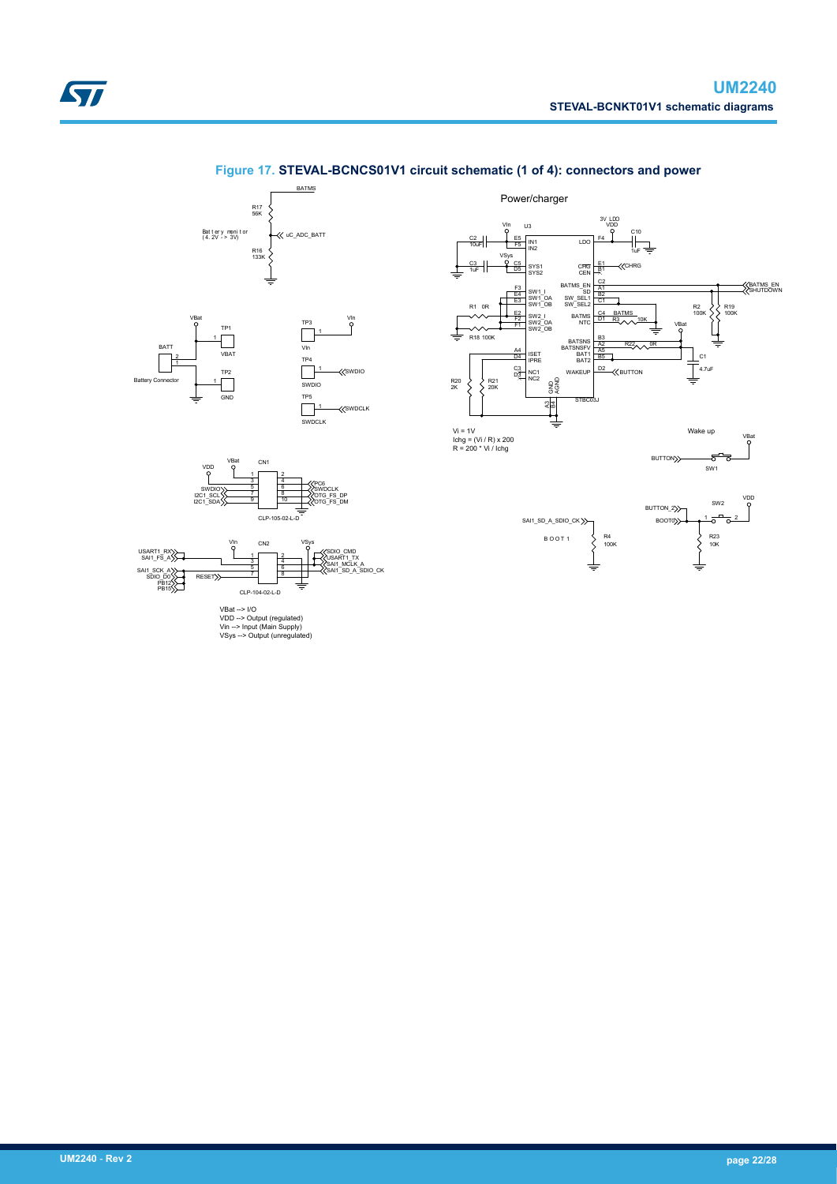## Figure 17. STEVAL-BCNCS01V1 circuit schematic (1 of 4): connectors and power

BATMS

R17 56K

Battery monitor (4.2V -> 3V)

uC_ADC_BATT

R16 133K

VBat

TP1

1

BATT

2

1

VBAT

Battery Connector

TP2

1

GND

TP3

1

Vin

Vin

TP4

1

SWDIO

SWDIO

TP5

1

SWDCLK

SWDCLK

VDD VBat CN1

SWDIO I2C1_SCL I2C1_SDA

1 2 3 4 5 6 7 8 9 10

PC6 SWDCLK OTG_FS_DP OTG_FS_DM

CLP-105-02-L-D

Vin CN2 VSys

USART1_RX SAI1_FS_A

SAI1_SCK_A SDIO_D0 PB12 PB15

RESET

1 2 3 4 5 6 7 8

SDIO_CMD USART1_TX SAI1_MCLK_A SAI1_SD_A_SDIO_CK

CLP-104-02-L-D

VBat --> I/O
VDD --> Output (regulated)
Vin --> Input (Main Supply)
VSys --> Output (unregulated)

Power/charger

Vin U3

C2 10uF

E5 F5 IN1 IN2

VSys

C3 1uF

C5 D5 SYS1 SYS2

R1 0R

F3 E4 E3 SW1_I SW1_OA SW1_OB

E2 F2 F1 SW2_I SW2_OA SW2_OB

R18 100K

A4 D4 ISET IPRE

R20 2K

R21 20K

C3 D3 NC1 NC2

GND AGND

A3 B4

STBC03J

3V LDO VDD

LDO F4

C10 1uF

CHG CEN E1 B1

CHRG

BATMS_EN SD SW_SEL1 SW_SEL2

C2 A1 B2 C1

BATMS_EN SHUTDOWN

R2 100K

R19 100K

BATMS NTC C4 D1

BATMS R3 10K

VBat

BATSNS BATSNSFV BAT1 BAT2

B3 A2 A5 B5

R22 0R

C1 4.7uF

WAKEUP D2

BUTTON

Vi = 1V
Ichg = (Vi / R) x 200
R = 200 * Vi / Ichg

Wake up

VBat

BUTTON

SW1

VDD

BUTTON_2 SW2

BOOT0

1 2

R23 10K

SAI1_SD_A_SDIO_CK

BOOT1

R4 100K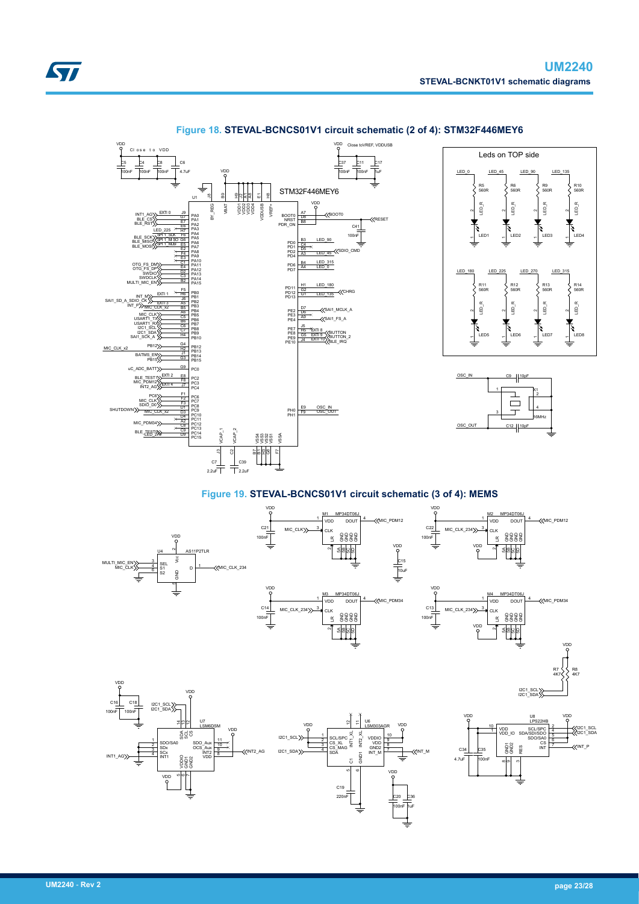## Figure 18. STEVAL-BCNCS01V1 circuit schematic (2 of 4): STM32F446MEY6

## Figure 19. STEVAL-BCNCS01V1 circuit schematic (3 of 4): MEMS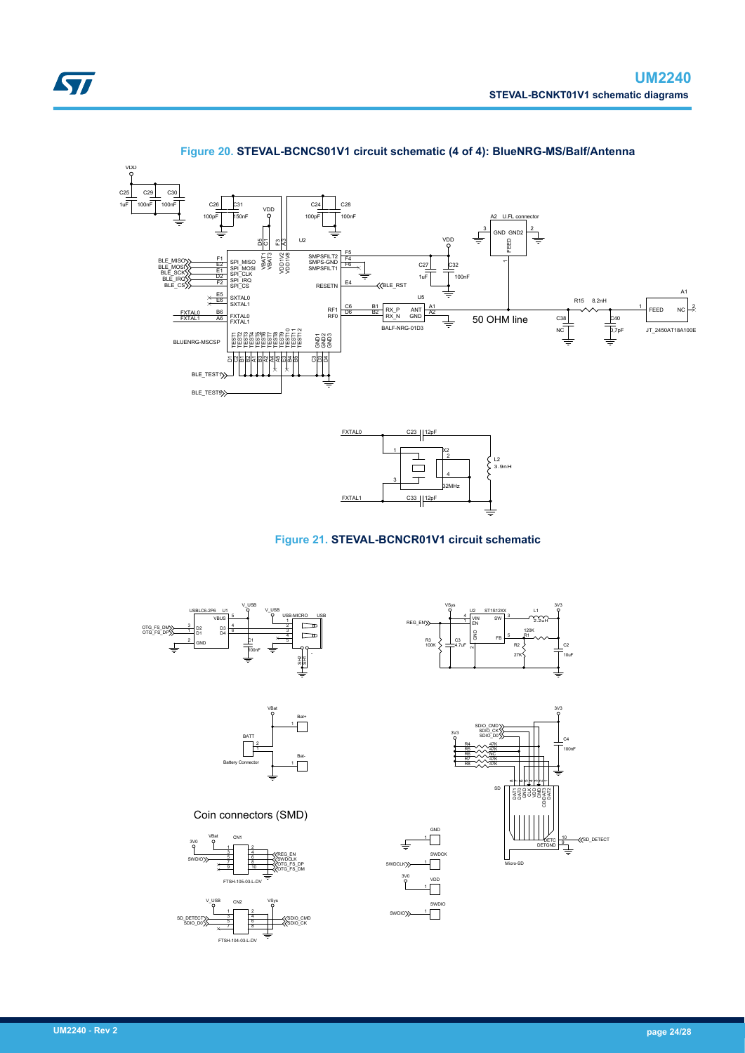Figure 20. STEVAL-BCNCS01V1 circuit schematic (4 of 4): BlueNRG-MS/Balf/Antenna

Figure 21. STEVAL-BCNCR01V1 circuit schematic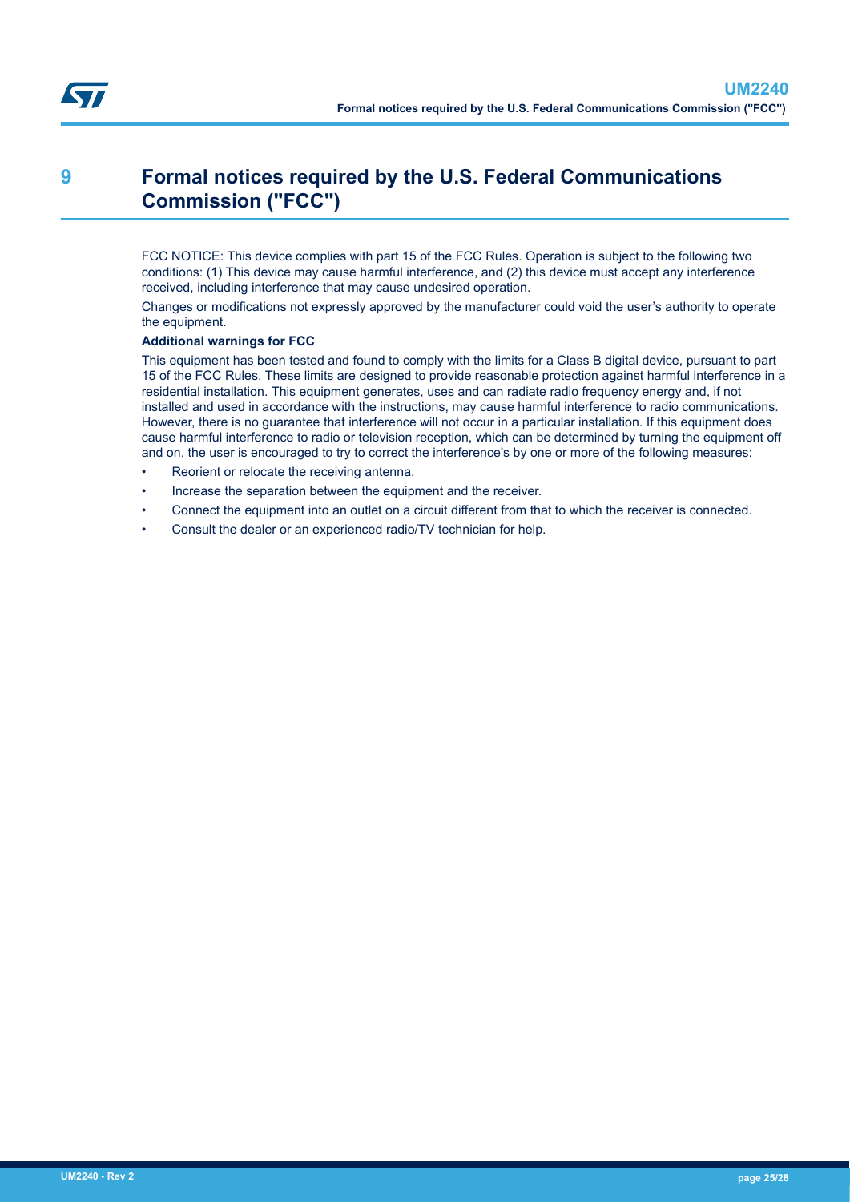# 9 Formal notices required by the U.S. Federal Communications Commission ("FCC")

FCC NOTICE: This device complies with part 15 of the FCC Rules. Operation is subject to the following two conditions: (1) This device may cause harmful interference, and (2) this device must accept any interference received, including interference that may cause undesired operation.

Changes or modifications not expressly approved by the manufacturer could void the user's authority to operate the equipment.

**Additional warnings for FCC**

This equipment has been tested and found to comply with the limits for a Class B digital device, pursuant to part 15 of the FCC Rules. These limits are designed to provide reasonable protection against harmful interference in a residential installation. This equipment generates, uses and can radiate radio frequency energy and, if not installed and used in accordance with the instructions, may cause harmful interference to radio communications. However, there is no guarantee that interference will not occur in a particular installation. If this equipment does cause harmful interference to radio or television reception, which can be determined by turning the equipment off and on, the user is encouraged to try to correct the interference's by one or more of the following measures:

- Reorient or relocate the receiving antenna.
- Increase the separation between the equipment and the receiver.
- Connect the equipment into an outlet on a circuit different from that to which the receiver is connected.
- Consult the dealer or an experienced radio/TV technician for help.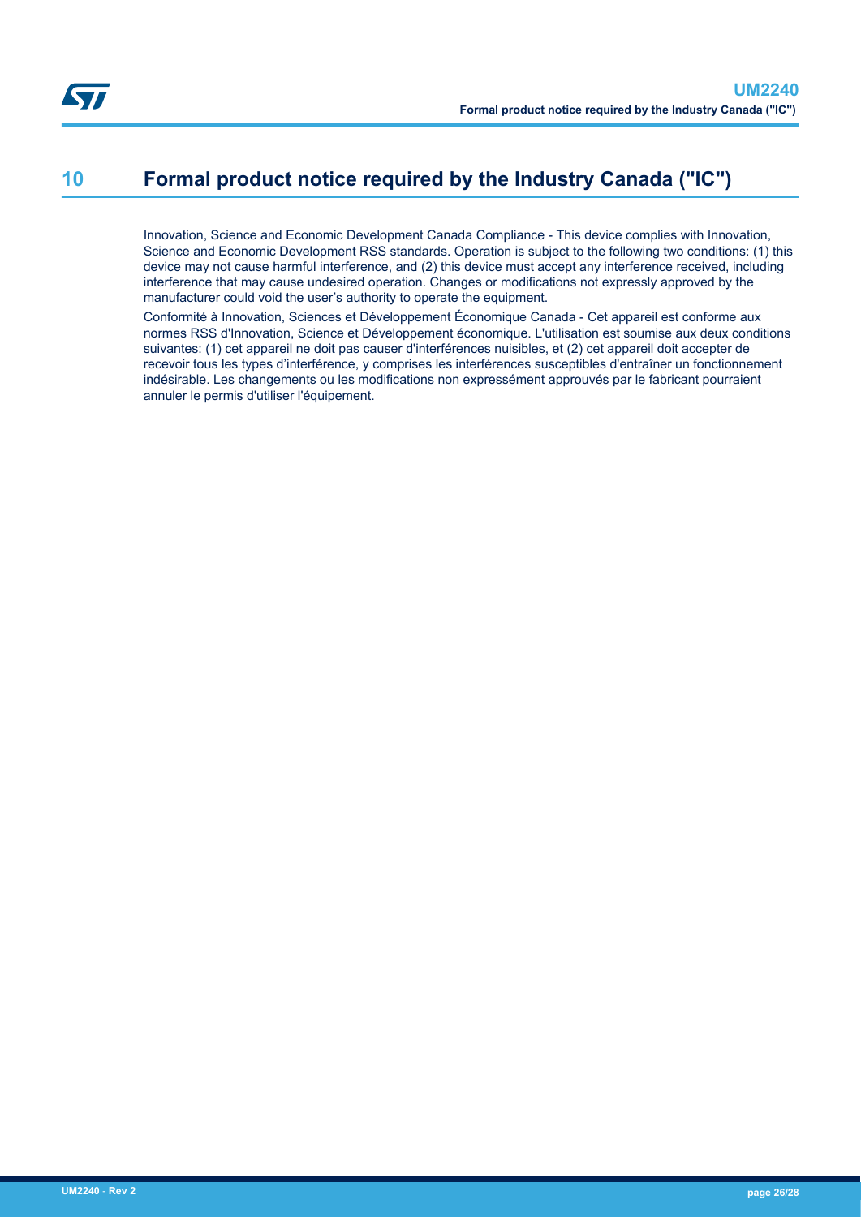# 10 Formal product notice required by the Industry Canada ("IC")

Innovation, Science and Economic Development Canada Compliance - This device complies with Innovation, Science and Economic Development RSS standards. Operation is subject to the following two conditions: (1) this device may not cause harmful interference, and (2) this device must accept any interference received, including interference that may cause undesired operation. Changes or modifications not expressly approved by the manufacturer could void the user's authority to operate the equipment.

Conformité à Innovation, Sciences et Développement Économique Canada - Cet appareil est conforme aux normes RSS d'Innovation, Science et Développement économique. L'utilisation est soumise aux deux conditions suivantes: (1) cet appareil ne doit pas causer d'interférences nuisibles, et (2) cet appareil doit accepter de recevoir tous les types d'interférence, y comprises les interférences susceptibles d'entraîner un fonctionnement indésirable. Les changements ou les modifications non expressément approuvés par le fabricant pourraient annuler le permis d'utiliser l'équipement.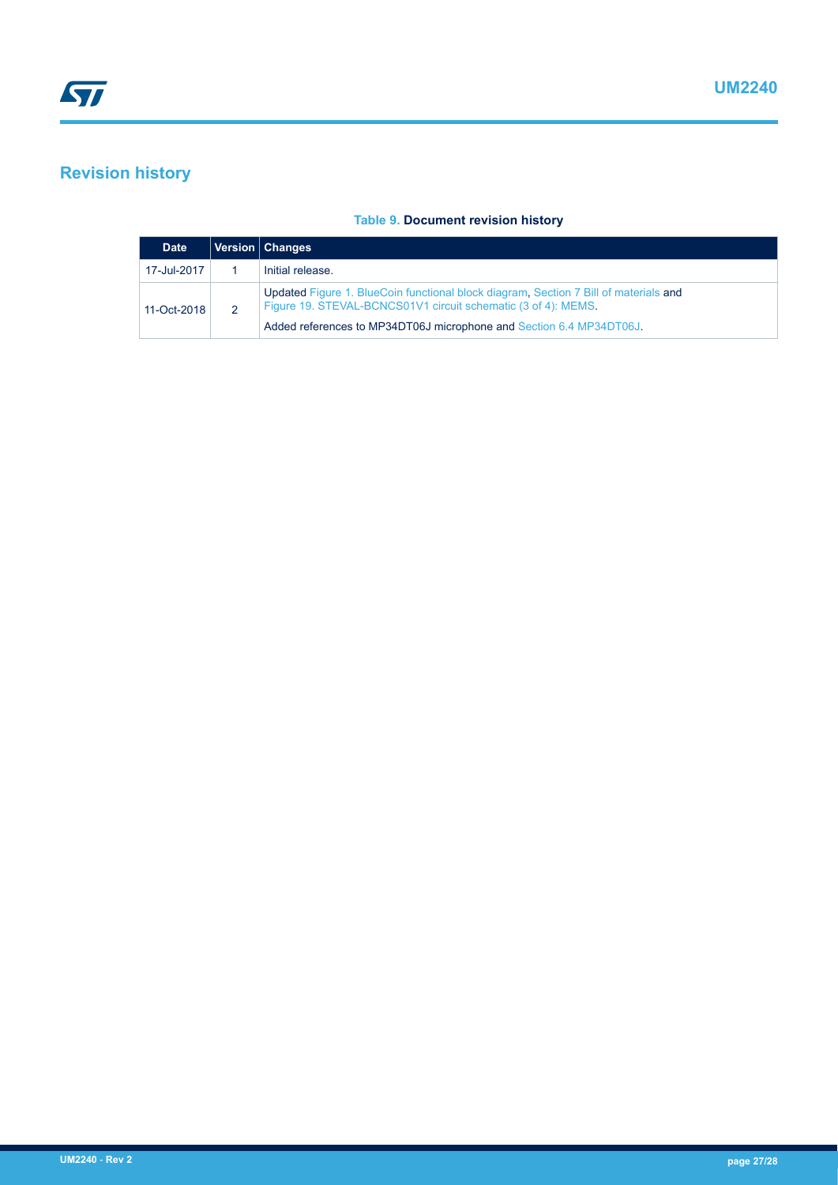# Revision history

**Table 9. Document revision history**

| Date | Version | Changes |
| --- | --- | --- |
| 17-Jul-2017 | 1 | Initial release. |
| 11-Oct-2018 | 2 | Updated Figure 1. BlueCoin functional block diagram, Section 7 Bill of materials and Figure 19. STEVAL-BCNCS01V1 circuit schematic (3 of 4): MEMS.<br>Added references to MP34DT06J microphone and Section 6.4 MP34DT06J. |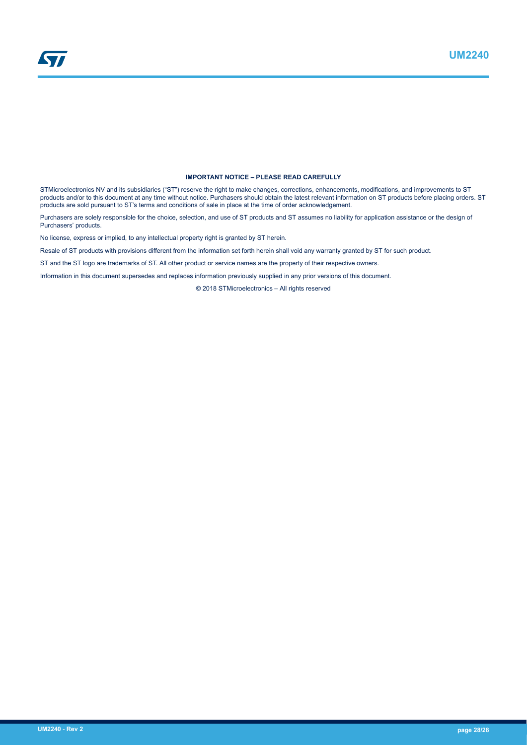**IMPORTANT NOTICE – PLEASE READ CAREFULLY**

STMicroelectronics NV and its subsidiaries (“ST”) reserve the right to make changes, corrections, enhancements, modifications, and improvements to ST products and/or to this document at any time without notice. Purchasers should obtain the latest relevant information on ST products before placing orders. ST products are sold pursuant to ST’s terms and conditions of sale in place at the time of order acknowledgement.

Purchasers are solely responsible for the choice, selection, and use of ST products and ST assumes no liability for application assistance or the design of Purchasers’ products.

No license, express or implied, to any intellectual property right is granted by ST herein.

Resale of ST products with provisions different from the information set forth herein shall void any warranty granted by ST for such product.

ST and the ST logo are trademarks of ST. All other product or service names are the property of their respective owners.

Information in this document supersedes and replaces information previously supplied in any prior versions of this document.

© 2018 STMicroelectronics – All rights reserved